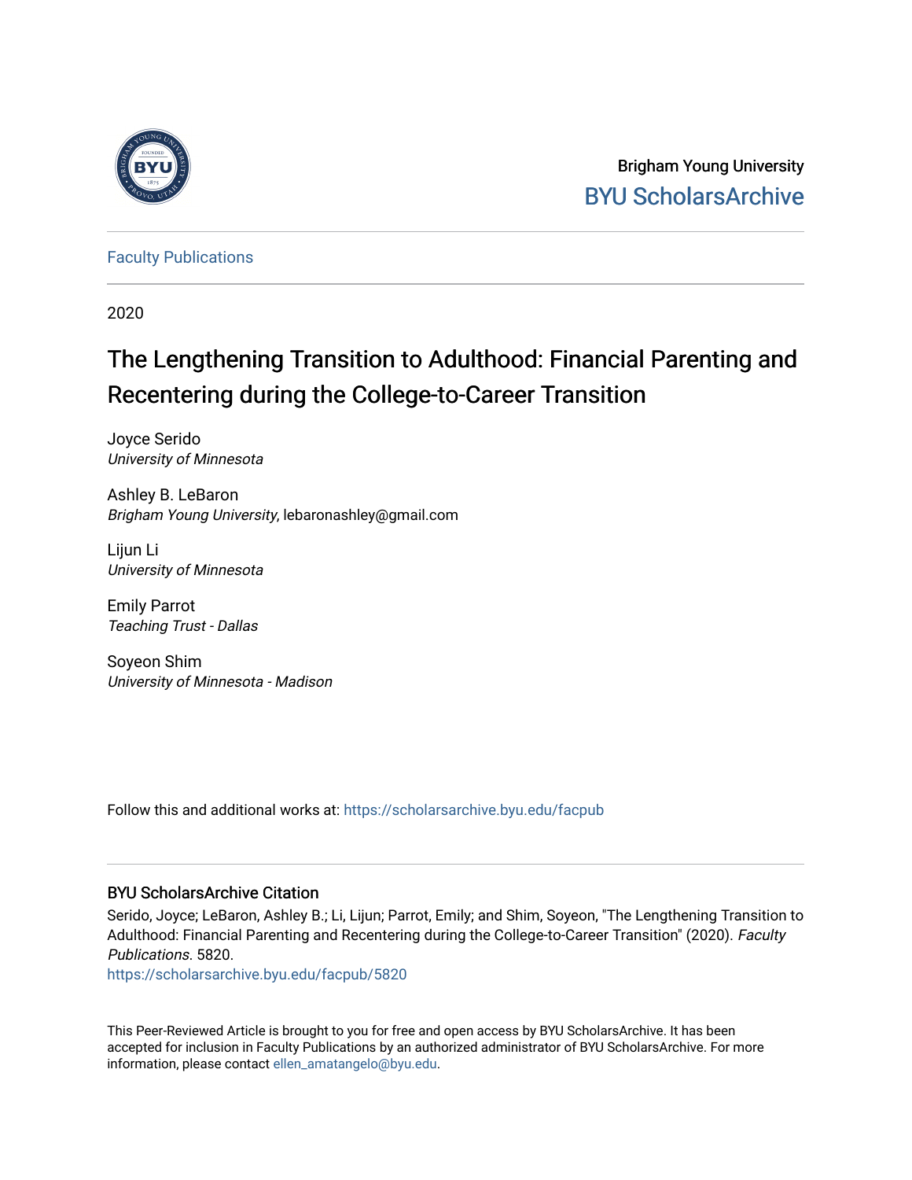Brigham Young University

BYU ScholarsArchive

Faculty Publications

2020

# The Lengthening Transition to Adulthood: Financial Parenting and Recentering during the College-to-Career Transition

Joyce Serido
*University of Minnesota*

Ashley B. LeBaron
*Brigham Young University*, lebaronashley@gmail.com

Lijun Li
*University of Minnesota*

Emily Parrot
*Teaching Trust - Dallas*

Soyeon Shim
*University of Minnesota - Madison*

Follow this and additional works at: https://scholarsarchive.byu.edu/facpub

## BYU ScholarsArchive Citation

Serido, Joyce; LeBaron, Ashley B.; Li, Lijun; Parrot, Emily; and Shim, Soyeon, "The Lengthening Transition to Adulthood: Financial Parenting and Recentering during the College-to-Career Transition" (2020). *Faculty Publications*. 5820.
https://scholarsarchive.byu.edu/facpub/5820

This Peer-Reviewed Article is brought to you for free and open access by BYU ScholarsArchive. It has been accepted for inclusion in Faculty Publications by an authorized administrator of BYU ScholarsArchive. For more information, please contact ellen_amatangelo@byu.edu.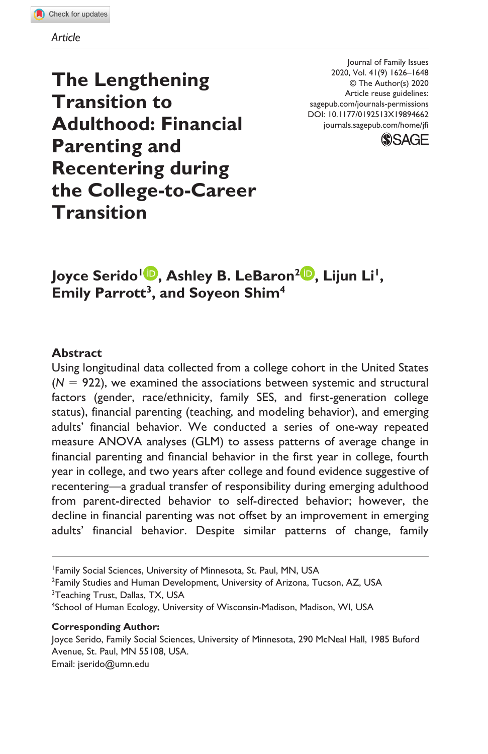Article

# The Lengthening Transition to Adulthood: Financial Parenting and Recentering during the College-to-Career Transition

Journal of Family Issues
2020, Vol. 41(9) 1626–1648
© The Author(s) 2020
Article reuse guidelines:
sagepub.com/journals-permissions
DOI: 10.1177/0192513X19894662
journals.sagepub.com/home/jfi

**Joyce Serido[1], Ashley B. LeBaron[2], Lijun Li[1], Emily Parrott[3], and Soyeon Shim[4]**

## Abstract

Using longitudinal data collected from a college cohort in the United States ($N = 922$), we examined the associations between systemic and structural factors (gender, race/ethnicity, family SES, and first-generation college status), financial parenting (teaching, and modeling behavior), and emerging adults' financial behavior. We conducted a series of one-way repeated measure ANOVA analyses (GLM) to assess patterns of average change in financial parenting and financial behavior in the first year in college, fourth year in college, and two years after college and found evidence suggestive of recentering—a gradual transfer of responsibility during emerging adulthood from parent-directed behavior to self-directed behavior; however, the decline in financial parenting was not offset by an improvement in emerging adults' financial behavior. Despite similar patterns of change, family

[1]Family Social Sciences, University of Minnesota, St. Paul, MN, USA
[2]Family Studies and Human Development, University of Arizona, Tucson, AZ, USA
[3]Teaching Trust, Dallas, TX, USA
[4]School of Human Ecology, University of Wisconsin-Madison, Madison, WI, USA

**Corresponding Author:**
Joyce Serido, Family Social Sciences, University of Minnesota, 290 McNeal Hall, 1985 Buford Avenue, St. Paul, MN 55108, USA.
Email: jserido@umn.edu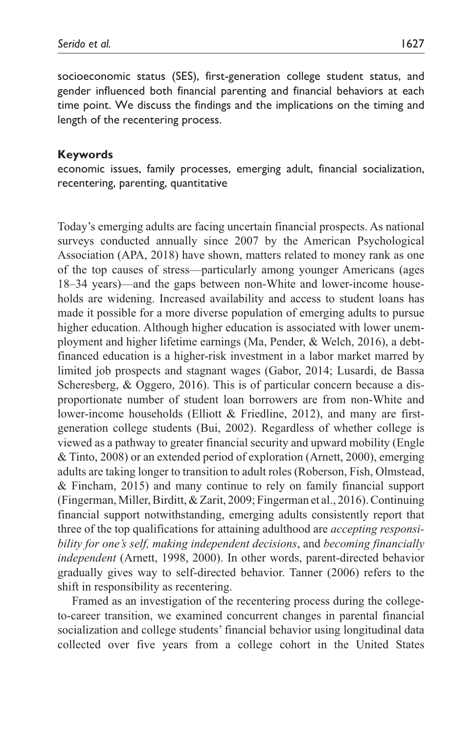socioeconomic status (SES), first-generation college student status, and gender influenced both financial parenting and financial behaviors at each time point. We discuss the findings and the implications on the timing and length of the recentering process.

**Keywords**

economic issues, family processes, emerging adult, financial socialization, recentering, parenting, quantitative

Today's emerging adults are facing uncertain financial prospects. As national surveys conducted annually since 2007 by the American Psychological Association (APA, 2018) have shown, matters related to money rank as one of the top causes of stress—particularly among younger Americans (ages 18–34 years)—and the gaps between non-White and lower-income households are widening. Increased availability and access to student loans has made it possible for a more diverse population of emerging adults to pursue higher education. Although higher education is associated with lower unemployment and higher lifetime earnings (Ma, Pender, & Welch, 2016), a debt-financed education is a higher-risk investment in a labor market marred by limited job prospects and stagnant wages (Gabor, 2014; Lusardi, de Bassa Scheresberg, & Oggero, 2016). This is of particular concern because a disproportionate number of student loan borrowers are from non-White and lower-income households (Elliott & Friedline, 2012), and many are first-generation college students (Bui, 2002). Regardless of whether college is viewed as a pathway to greater financial security and upward mobility (Engle & Tinto, 2008) or an extended period of exploration (Arnett, 2000), emerging adults are taking longer to transition to adult roles (Roberson, Fish, Olmstead, & Fincham, 2015) and many continue to rely on family financial support (Fingerman, Miller, Birditt, & Zarit, 2009; Fingerman et al., 2016). Continuing financial support notwithstanding, emerging adults consistently report that three of the top qualifications for attaining adulthood are *accepting responsibility for one's self, making independent decisions*, and *becoming financially independent* (Arnett, 1998, 2000). In other words, parent-directed behavior gradually gives way to self-directed behavior. Tanner (2006) refers to the shift in responsibility as recentering.

Framed as an investigation of the recentering process during the college-to-career transition, we examined concurrent changes in parental financial socialization and college students' financial behavior using longitudinal data collected over five years from a college cohort in the United States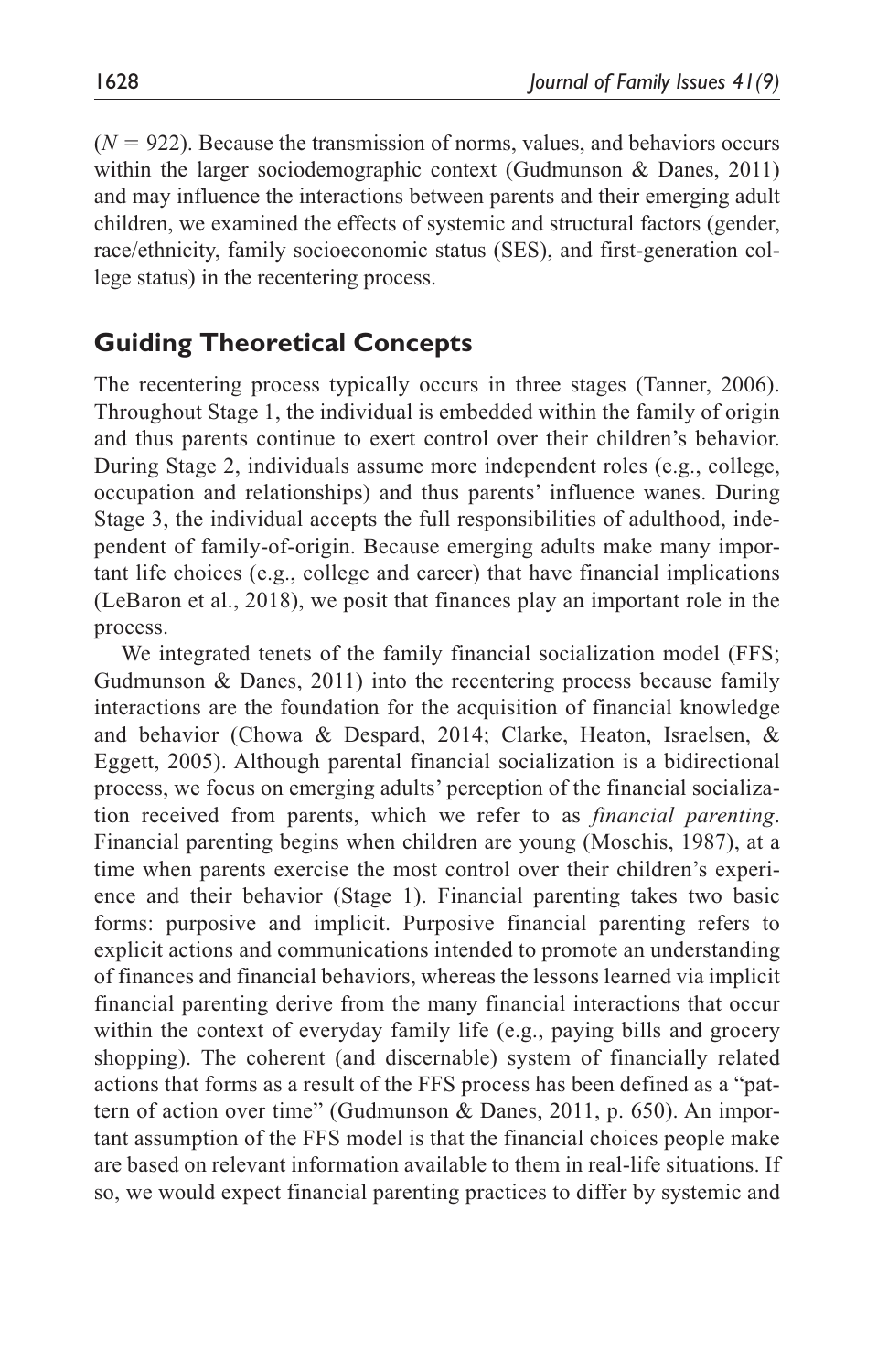($N = 922$). Because the transmission of norms, values, and behaviors occurs within the larger sociodemographic context (Gudmunson & Danes, 2011) and may influence the interactions between parents and their emerging adult children, we examined the effects of systemic and structural factors (gender, race/ethnicity, family socioeconomic status (SES), and first-generation college status) in the recentering process.

## Guiding Theoretical Concepts

The recentering process typically occurs in three stages (Tanner, 2006). Throughout Stage 1, the individual is embedded within the family of origin and thus parents continue to exert control over their children's behavior. During Stage 2, individuals assume more independent roles (e.g., college, occupation and relationships) and thus parents' influence wanes. During Stage 3, the individual accepts the full responsibilities of adulthood, independent of family-of-origin. Because emerging adults make many important life choices (e.g., college and career) that have financial implications (LeBaron et al., 2018), we posit that finances play an important role in the process.

We integrated tenets of the family financial socialization model (FFS; Gudmunson & Danes, 2011) into the recentering process because family interactions are the foundation for the acquisition of financial knowledge and behavior (Chowa & Despard, 2014; Clarke, Heaton, Israelsen, & Eggett, 2005). Although parental financial socialization is a bidirectional process, we focus on emerging adults' perception of the financial socialization received from parents, which we refer to as *financial parenting*. Financial parenting begins when children are young (Moschis, 1987), at a time when parents exercise the most control over their children's experience and their behavior (Stage 1). Financial parenting takes two basic forms: purposive and implicit. Purposive financial parenting refers to explicit actions and communications intended to promote an understanding of finances and financial behaviors, whereas the lessons learned via implicit financial parenting derive from the many financial interactions that occur within the context of everyday family life (e.g., paying bills and grocery shopping). The coherent (and discernable) system of financially related actions that forms as a result of the FFS process has been defined as a "pattern of action over time" (Gudmunson & Danes, 2011, p. 650). An important assumption of the FFS model is that the financial choices people make are based on relevant information available to them in real-life situations. If so, we would expect financial parenting practices to differ by systemic and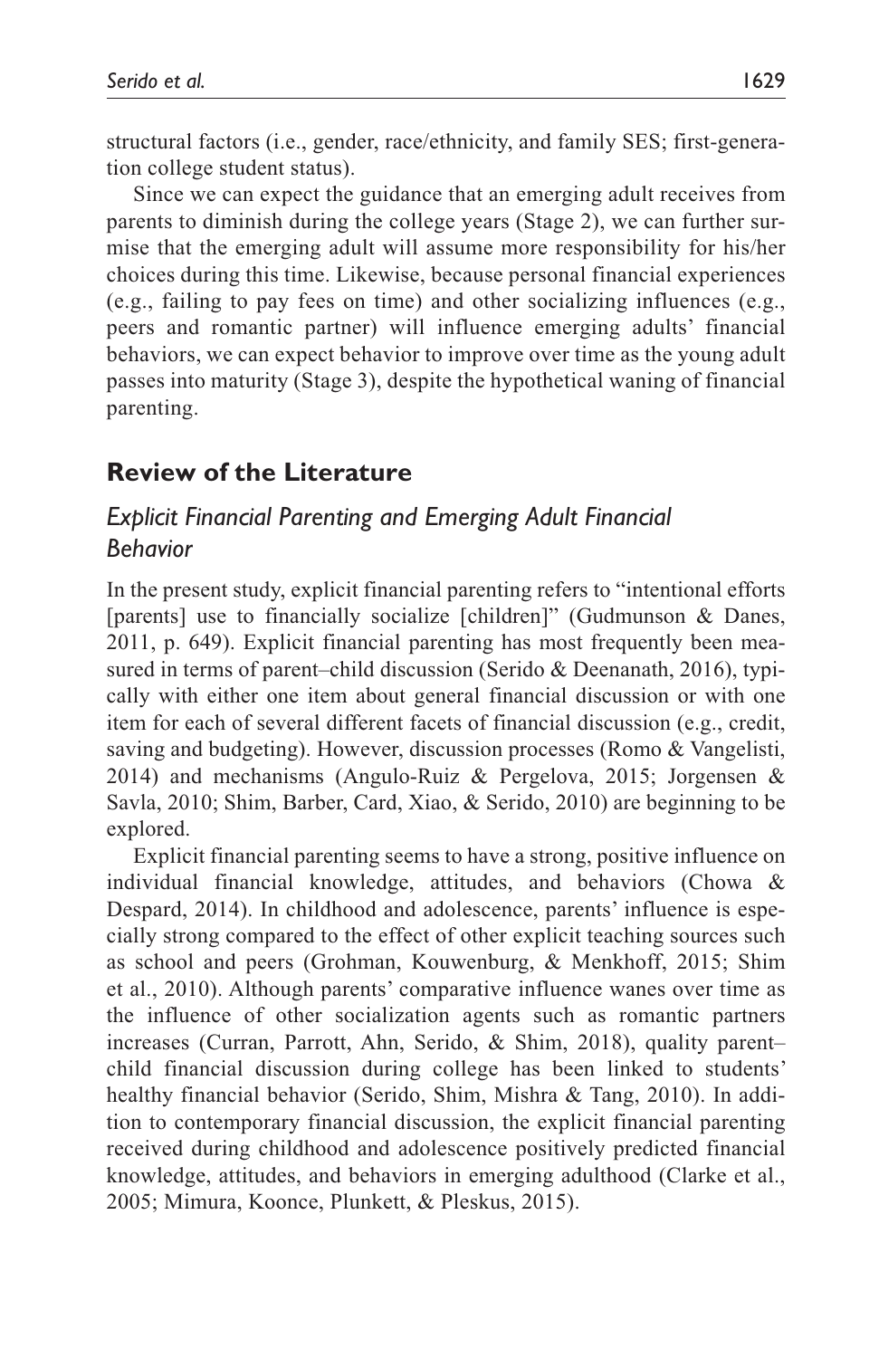structural factors (i.e., gender, race/ethnicity, and family SES; first-generation college student status).

Since we can expect the guidance that an emerging adult receives from parents to diminish during the college years (Stage 2), we can further surmise that the emerging adult will assume more responsibility for his/her choices during this time. Likewise, because personal financial experiences (e.g., failing to pay fees on time) and other socializing influences (e.g., peers and romantic partner) will influence emerging adults' financial behaviors, we can expect behavior to improve over time as the young adult passes into maturity (Stage 3), despite the hypothetical waning of financial parenting.

## Review of the Literature

### *Explicit Financial Parenting and Emerging Adult Financial Behavior*

In the present study, explicit financial parenting refers to "intentional efforts [parents] use to financially socialize [children]" (Gudmunson & Danes, 2011, p. 649). Explicit financial parenting has most frequently been measured in terms of parent–child discussion (Serido & Deenanath, 2016), typically with either one item about general financial discussion or with one item for each of several different facets of financial discussion (e.g., credit, saving and budgeting). However, discussion processes (Romo & Vangelisti, 2014) and mechanisms (Angulo-Ruiz & Pergelova, 2015; Jorgensen & Savla, 2010; Shim, Barber, Card, Xiao, & Serido, 2010) are beginning to be explored.

Explicit financial parenting seems to have a strong, positive influence on individual financial knowledge, attitudes, and behaviors (Chowa & Despard, 2014). In childhood and adolescence, parents' influence is especially strong compared to the effect of other explicit teaching sources such as school and peers (Grohman, Kouwenburg, & Menkhoff, 2015; Shim et al., 2010). Although parents' comparative influence wanes over time as the influence of other socialization agents such as romantic partners increases (Curran, Parrott, Ahn, Serido, & Shim, 2018), quality parent–child financial discussion during college has been linked to students' healthy financial behavior (Serido, Shim, Mishra & Tang, 2010). In addition to contemporary financial discussion, the explicit financial parenting received during childhood and adolescence positively predicted financial knowledge, attitudes, and behaviors in emerging adulthood (Clarke et al., 2005; Mimura, Koonce, Plunkett, & Pleskus, 2015).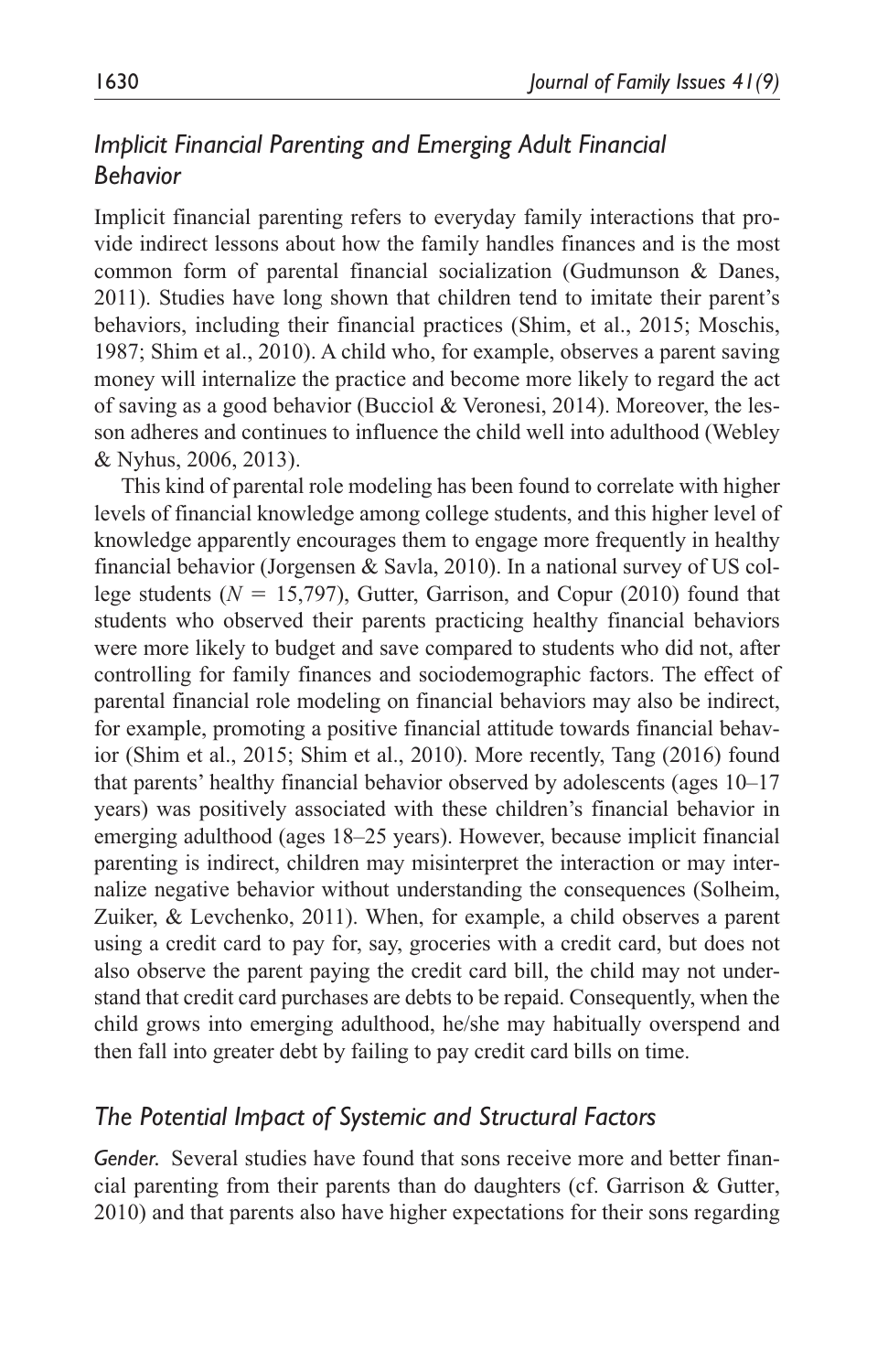## *Implicit Financial Parenting and Emerging Adult Financial Behavior*

Implicit financial parenting refers to everyday family interactions that provide indirect lessons about how the family handles finances and is the most common form of parental financial socialization (Gudmunson & Danes, 2011). Studies have long shown that children tend to imitate their parent's behaviors, including their financial practices (Shim, et al., 2015; Moschis, 1987; Shim et al., 2010). A child who, for example, observes a parent saving money will internalize the practice and become more likely to regard the act of saving as a good behavior (Bucciol & Veronesi, 2014). Moreover, the lesson adheres and continues to influence the child well into adulthood (Webley & Nyhus, 2006, 2013).

This kind of parental role modeling has been found to correlate with higher levels of financial knowledge among college students, and this higher level of knowledge apparently encourages them to engage more frequently in healthy financial behavior (Jorgensen & Savla, 2010). In a national survey of US college students ($N$ = 15,797), Gutter, Garrison, and Copur (2010) found that students who observed their parents practicing healthy financial behaviors were more likely to budget and save compared to students who did not, after controlling for family finances and sociodemographic factors. The effect of parental financial role modeling on financial behaviors may also be indirect, for example, promoting a positive financial attitude towards financial behavior (Shim et al., 2015; Shim et al., 2010). More recently, Tang (2016) found that parents' healthy financial behavior observed by adolescents (ages 10–17 years) was positively associated with these children's financial behavior in emerging adulthood (ages 18–25 years). However, because implicit financial parenting is indirect, children may misinterpret the interaction or may internalize negative behavior without understanding the consequences (Solheim, Zuiker, & Levchenko, 2011). When, for example, a child observes a parent using a credit card to pay for, say, groceries with a credit card, but does not also observe the parent paying the credit card bill, the child may not understand that credit card purchases are debts to be repaid. Consequently, when the child grows into emerging adulthood, he/she may habitually overspend and then fall into greater debt by failing to pay credit card bills on time.

## *The Potential Impact of Systemic and Structural Factors*

*Gender.* Several studies have found that sons receive more and better financial parenting from their parents than do daughters (cf. Garrison & Gutter, 2010) and that parents also have higher expectations for their sons regarding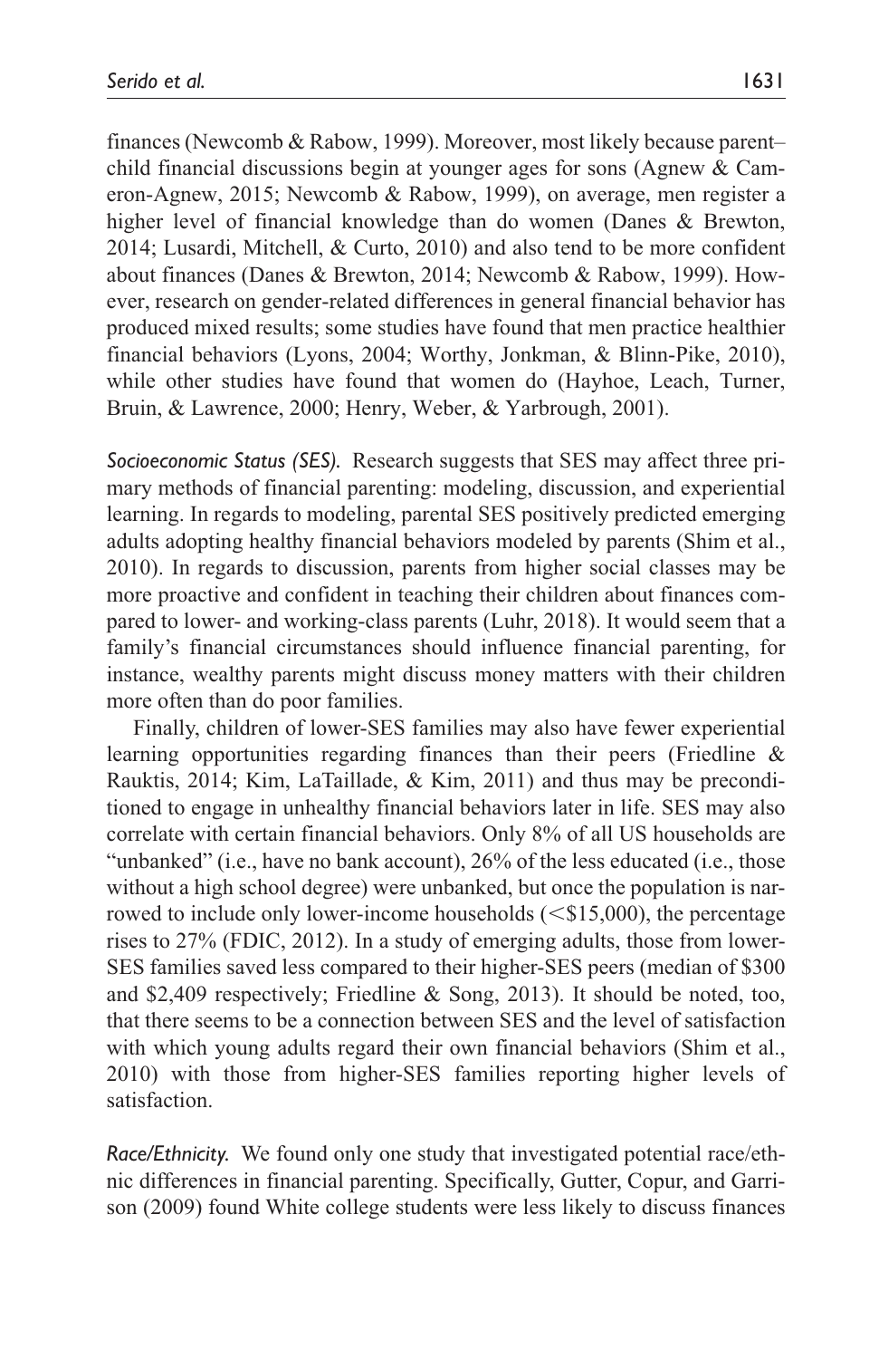finances (Newcomb & Rabow, 1999). Moreover, most likely because parent–child financial discussions begin at younger ages for sons (Agnew & Cameron-Agnew, 2015; Newcomb & Rabow, 1999), on average, men register a higher level of financial knowledge than do women (Danes & Brewton, 2014; Lusardi, Mitchell, & Curto, 2010) and also tend to be more confident about finances (Danes & Brewton, 2014; Newcomb & Rabow, 1999). However, research on gender-related differences in general financial behavior has produced mixed results; some studies have found that men practice healthier financial behaviors (Lyons, 2004; Worthy, Jonkman, & Blinn-Pike, 2010), while other studies have found that women do (Hayhoe, Leach, Turner, Bruin, & Lawrence, 2000; Henry, Weber, & Yarbrough, 2001).

*Socioeconomic Status (SES).* Research suggests that SES may affect three primary methods of financial parenting: modeling, discussion, and experiential learning. In regards to modeling, parental SES positively predicted emerging adults adopting healthy financial behaviors modeled by parents (Shim et al., 2010). In regards to discussion, parents from higher social classes may be more proactive and confident in teaching their children about finances compared to lower- and working-class parents (Luhr, 2018). It would seem that a family's financial circumstances should influence financial parenting, for instance, wealthy parents might discuss money matters with their children more often than do poor families.

Finally, children of lower-SES families may also have fewer experiential learning opportunities regarding finances than their peers (Friedline & Rauktis, 2014; Kim, LaTaillade, & Kim, 2011) and thus may be preconditioned to engage in unhealthy financial behaviors later in life. SES may also correlate with certain financial behaviors. Only 8% of all US households are "unbanked" (i.e., have no bank account), 26% of the less educated (i.e., those without a high school degree) were unbanked, but once the population is narrowed to include only lower-income households (<$15,000), the percentage rises to 27% (FDIC, 2012). In a study of emerging adults, those from lower-SES families saved less compared to their higher-SES peers (median of $300 and $2,409 respectively; Friedline & Song, 2013). It should be noted, too, that there seems to be a connection between SES and the level of satisfaction with which young adults regard their own financial behaviors (Shim et al., 2010) with those from higher-SES families reporting higher levels of satisfaction.

*Race/Ethnicity.* We found only one study that investigated potential race/ethnic differences in financial parenting. Specifically, Gutter, Copur, and Garrison (2009) found White college students were less likely to discuss finances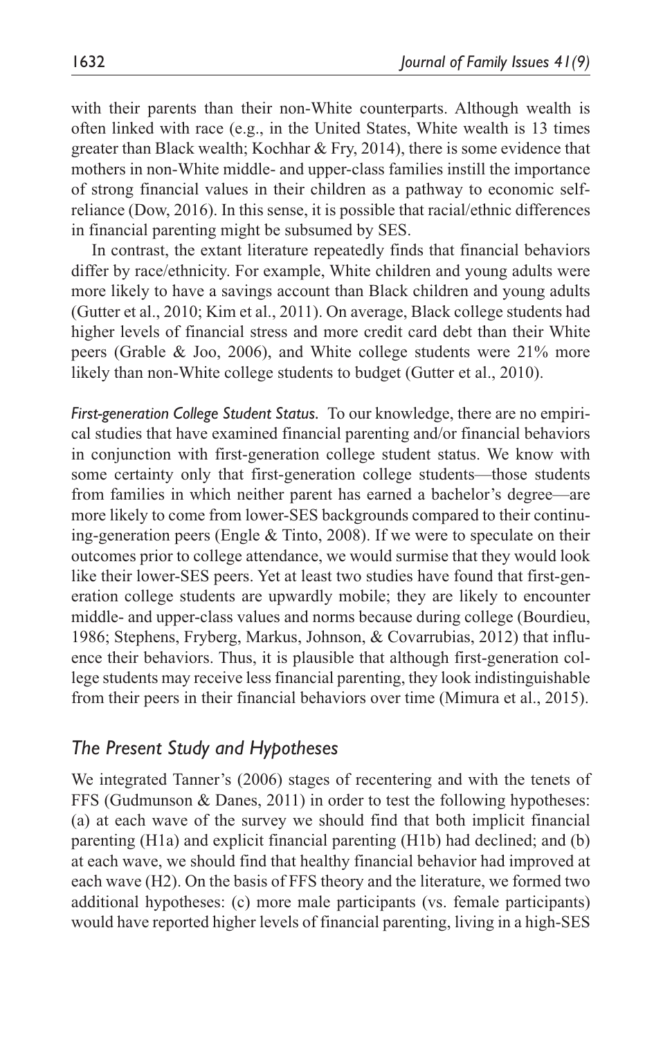with their parents than their non-White counterparts. Although wealth is often linked with race (e.g., in the United States, White wealth is 13 times greater than Black wealth; Kochhar & Fry, 2014), there is some evidence that mothers in non-White middle- and upper-class families instill the importance of strong financial values in their children as a pathway to economic self-reliance (Dow, 2016). In this sense, it is possible that racial/ethnic differences in financial parenting might be subsumed by SES.

In contrast, the extant literature repeatedly finds that financial behaviors differ by race/ethnicity. For example, White children and young adults were more likely to have a savings account than Black children and young adults (Gutter et al., 2010; Kim et al., 2011). On average, Black college students had higher levels of financial stress and more credit card debt than their White peers (Grable & Joo, 2006), and White college students were 21% more likely than non-White college students to budget (Gutter et al., 2010).

*First-generation College Student Status.* To our knowledge, there are no empirical studies that have examined financial parenting and/or financial behaviors in conjunction with first-generation college student status. We know with some certainty only that first-generation college students—those students from families in which neither parent has earned a bachelor's degree—are more likely to come from lower-SES backgrounds compared to their continuing-generation peers (Engle & Tinto, 2008). If we were to speculate on their outcomes prior to college attendance, we would surmise that they would look like their lower-SES peers. Yet at least two studies have found that first-generation college students are upwardly mobile; they are likely to encounter middle- and upper-class values and norms because during college (Bourdieu, 1986; Stephens, Fryberg, Markus, Johnson, & Covarrubias, 2012) that influence their behaviors. Thus, it is plausible that although first-generation college students may receive less financial parenting, they look indistinguishable from their peers in their financial behaviors over time (Mimura et al., 2015).

## *The Present Study and Hypotheses*

We integrated Tanner's (2006) stages of recentering and with the tenets of FFS (Gudmunson & Danes, 2011) in order to test the following hypotheses: (a) at each wave of the survey we should find that both implicit financial parenting (H1a) and explicit financial parenting (H1b) had declined; and (b) at each wave, we should find that healthy financial behavior had improved at each wave (H2). On the basis of FFS theory and the literature, we formed two additional hypotheses: (c) more male participants (vs. female participants) would have reported higher levels of financial parenting, living in a high-SES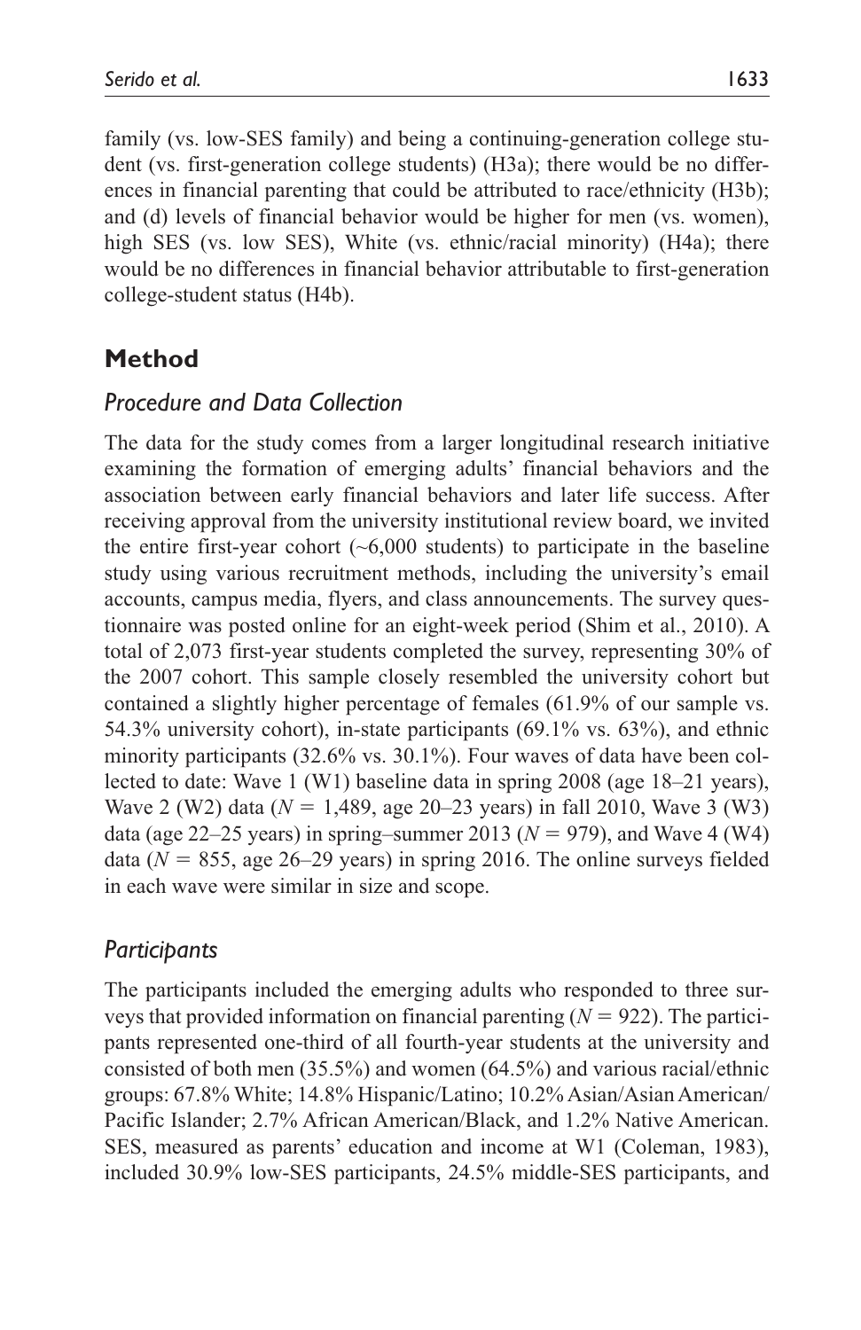family (vs. low-SES family) and being a continuing-generation college student (vs. first-generation college students) (H3a); there would be no differences in financial parenting that could be attributed to race/ethnicity (H3b); and (d) levels of financial behavior would be higher for men (vs. women), high SES (vs. low SES), White (vs. ethnic/racial minority) (H4a); there would be no differences in financial behavior attributable to first-generation college-student status (H4b).

## Method

### *Procedure and Data Collection*

The data for the study comes from a larger longitudinal research initiative examining the formation of emerging adults' financial behaviors and the association between early financial behaviors and later life success. After receiving approval from the university institutional review board, we invited the entire first-year cohort (~6,000 students) to participate in the baseline study using various recruitment methods, including the university's email accounts, campus media, flyers, and class announcements. The survey questionnaire was posted online for an eight-week period (Shim et al., 2010). A total of 2,073 first-year students completed the survey, representing 30% of the 2007 cohort. This sample closely resembled the university cohort but contained a slightly higher percentage of females (61.9% of our sample vs. 54.3% university cohort), in-state participants (69.1% vs. 63%), and ethnic minority participants (32.6% vs. 30.1%). Four waves of data have been collected to date: Wave 1 (W1) baseline data in spring 2008 (age 18–21 years), Wave 2 (W2) data ($N$ = 1,489, age 20–23 years) in fall 2010, Wave 3 (W3) data (age 22–25 years) in spring–summer 2013 ($N$ = 979), and Wave 4 (W4) data ($N$ = 855, age 26–29 years) in spring 2016. The online surveys fielded in each wave were similar in size and scope.

### *Participants*

The participants included the emerging adults who responded to three surveys that provided information on financial parenting ($N$ = 922). The participants represented one-third of all fourth-year students at the university and consisted of both men (35.5%) and women (64.5%) and various racial/ethnic groups: 67.8% White; 14.8% Hispanic/Latino; 10.2% Asian/Asian American/Pacific Islander; 2.7% African American/Black, and 1.2% Native American. SES, measured as parents' education and income at W1 (Coleman, 1983), included 30.9% low-SES participants, 24.5% middle-SES participants, and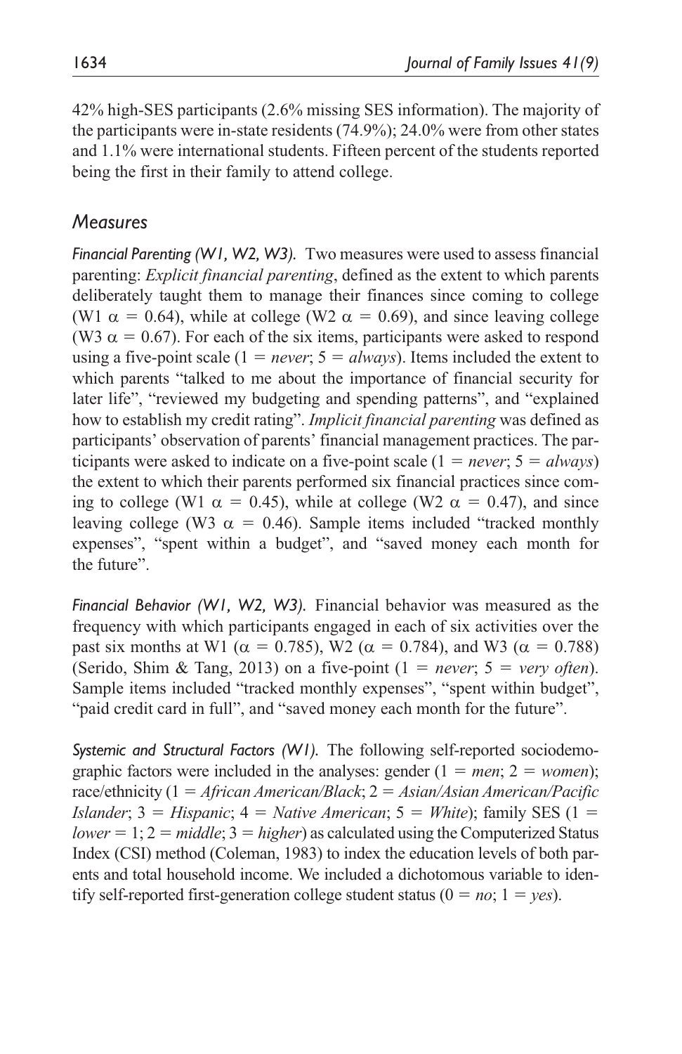42% high-SES participants (2.6% missing SES information). The majority of the participants were in-state residents (74.9%); 24.0% were from other states and 1.1% were international students. Fifteen percent of the students reported being the first in their family to attend college.

## Measures

*Financial Parenting (W1, W2, W3).* Two measures were used to assess financial parenting: *Explicit financial parenting*, defined as the extent to which parents deliberately taught them to manage their finances since coming to college (W1 $\alpha = 0.64$), while at college (W2 $\alpha = 0.69$), and since leaving college (W3 $\alpha = 0.67$). For each of the six items, participants were asked to respond using a five-point scale (1 = *never*; 5 = *always*). Items included the extent to which parents "talked to me about the importance of financial security for later life", "reviewed my budgeting and spending patterns", and "explained how to establish my credit rating". *Implicit financial parenting* was defined as participants' observation of parents' financial management practices. The participants were asked to indicate on a five-point scale (1 = *never*; 5 = *always*) the extent to which their parents performed six financial practices since coming to college (W1 $\alpha = 0.45$), while at college (W2 $\alpha = 0.47$), and since leaving college (W3 $\alpha = 0.46$). Sample items included "tracked monthly expenses", "spent within a budget", and "saved money each month for the future".

*Financial Behavior (W1, W2, W3).* Financial behavior was measured as the frequency with which participants engaged in each of six activities over the past six months at W1 ($\alpha = 0.785$), W2 ($\alpha = 0.784$), and W3 ($\alpha = 0.788$) (Serido, Shim & Tang, 2013) on a five-point (1 = *never*; 5 = *very often*). Sample items included "tracked monthly expenses", "spent within budget", "paid credit card in full", and "saved money each month for the future".

*Systemic and Structural Factors (W1).* The following self-reported sociodemographic factors were included in the analyses: gender (1 = *men*; 2 = *women*); race/ethnicity (1 = *African American/Black*; 2 = *Asian/Asian American/Pacific Islander*; 3 = *Hispanic*; 4 = *Native American*; 5 = *White*); family SES (1 = *lower* = 1; 2 = *middle*; 3 = *higher*) as calculated using the Computerized Status Index (CSI) method (Coleman, 1983) to index the education levels of both parents and total household income. We included a dichotomous variable to identify self-reported first-generation college student status (0 = *no*; 1 = *yes*).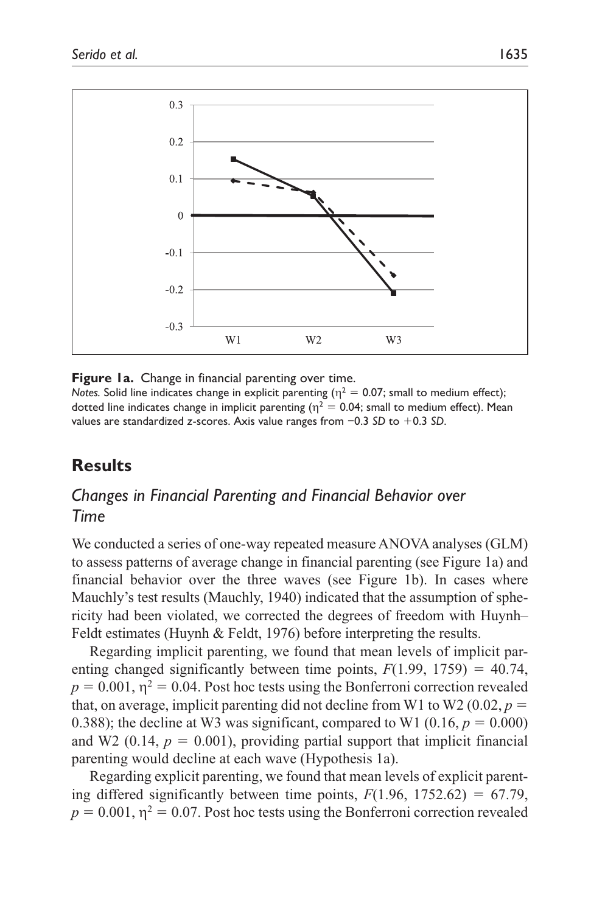0.3
0.2
0.1
0
-0.1
-0.2
-0.3
W1
W2
W3

**Figure 1a.** Change in financial parenting over time.
*Notes.* Solid line indicates change in explicit parenting ($\eta^2 = 0.07$; small to medium effect); dotted line indicates change in implicit parenting ($\eta^2 = 0.04$; small to medium effect). Mean values are standardized *z*-scores. Axis value ranges from −0.3 *SD* to +0.3 *SD*.

## Results

### *Changes in Financial Parenting and Financial Behavior over Time*

We conducted a series of one-way repeated measure ANOVA analyses (GLM) to assess patterns of average change in financial parenting (see Figure 1a) and financial behavior over the three waves (see Figure 1b). In cases where Mauchly's test results (Mauchly, 1940) indicated that the assumption of sphericity had been violated, we corrected the degrees of freedom with Huynh–Feldt estimates (Huynh & Feldt, 1976) before interpreting the results.

Regarding implicit parenting, we found that mean levels of implicit parenting changed significantly between time points, $F(1.99, 1759) = 40.74$, $p = 0.001$, $\eta^2 = 0.04$. Post hoc tests using the Bonferroni correction revealed that, on average, implicit parenting did not decline from W1 to W2 (0.02, $p = 0.388$); the decline at W3 was significant, compared to W1 (0.16, $p = 0.000$) and W2 (0.14, $p = 0.001$), providing partial support that implicit financial parenting would decline at each wave (Hypothesis 1a).

Regarding explicit parenting, we found that mean levels of explicit parenting differed significantly between time points, $F(1.96, 1752.62) = 67.79$, $p = 0.001$, $\eta^2 = 0.07$. Post hoc tests using the Bonferroni correction revealed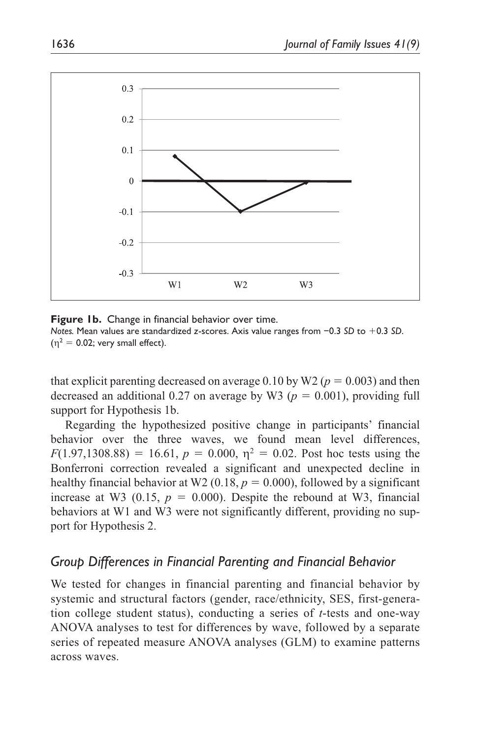0.3
0.2
0.1
0
-0.1
-0.2
-0.3
W1
W2
W3

**Figure 1b.** Change in financial behavior over time.
*Notes.* Mean values are standardized z-scores. Axis value ranges from −0.3 *SD* to +0.3 *SD*. ($\eta^2 = 0.02$; very small effect).

that explicit parenting decreased on average 0.10 by W2 ($p = 0.003$) and then decreased an additional 0.27 on average by W3 ($p = 0.001$), providing full support for Hypothesis 1b.

Regarding the hypothesized positive change in participants' financial behavior over the three waves, we found mean level differences, $F(1.97{,}1308.88) = 16.61$, $p = 0.000$, $\eta^2 = 0.02$. Post hoc tests using the Bonferroni correction revealed a significant and unexpected decline in healthy financial behavior at W2 (0.18, $p = 0.000$), followed by a significant increase at W3 (0.15, $p = 0.000$). Despite the rebound at W3, financial behaviors at W1 and W3 were not significantly different, providing no support for Hypothesis 2.

## *Group Differences in Financial Parenting and Financial Behavior*

We tested for changes in financial parenting and financial behavior by systemic and structural factors (gender, race/ethnicity, SES, first-generation college student status), conducting a series of *t*-tests and one-way ANOVA analyses to test for differences by wave, followed by a separate series of repeated measure ANOVA analyses (GLM) to examine patterns across waves.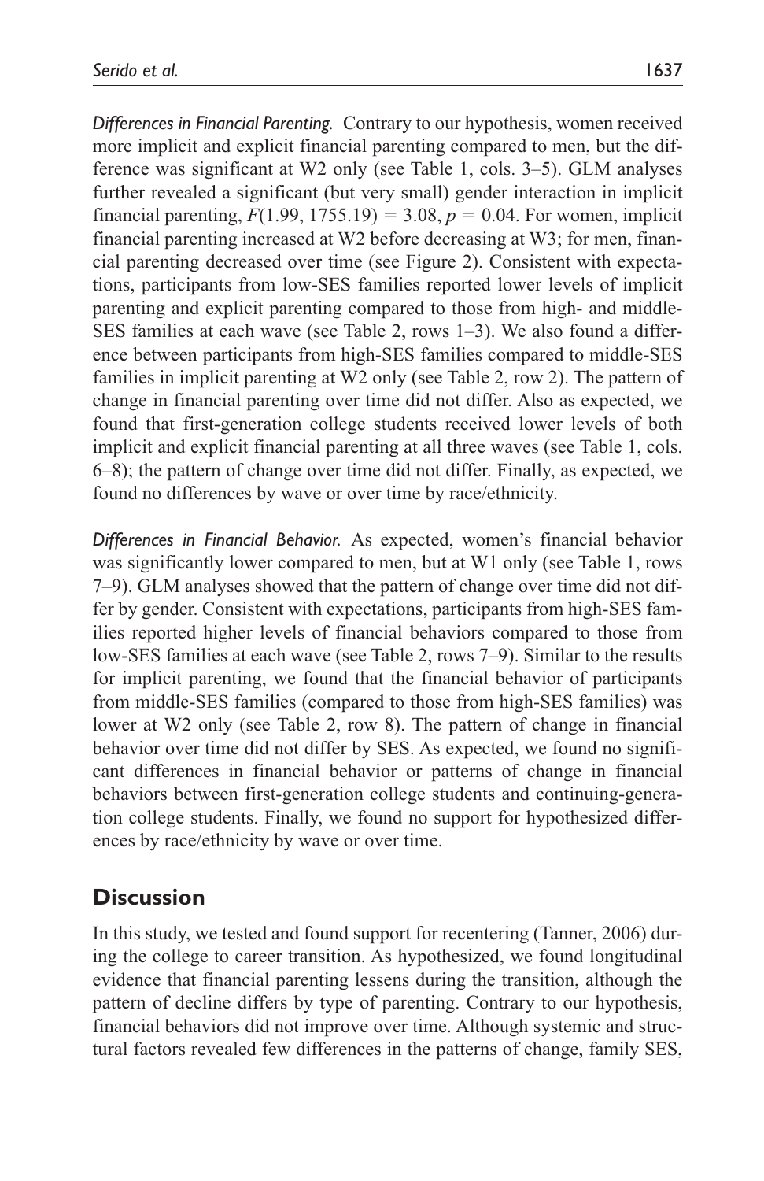*Differences in Financial Parenting.* Contrary to our hypothesis, women received more implicit and explicit financial parenting compared to men, but the difference was significant at W2 only (see Table 1, cols. 3–5). GLM analyses further revealed a significant (but very small) gender interaction in implicit financial parenting, $F(1.99, 1755.19) = 3.08$, $p = 0.04$. For women, implicit financial parenting increased at W2 before decreasing at W3; for men, financial parenting decreased over time (see Figure 2). Consistent with expectations, participants from low-SES families reported lower levels of implicit parenting and explicit parenting compared to those from high- and middle-SES families at each wave (see Table 2, rows 1–3). We also found a difference between participants from high-SES families compared to middle-SES families in implicit parenting at W2 only (see Table 2, row 2). The pattern of change in financial parenting over time did not differ. Also as expected, we found that first-generation college students received lower levels of both implicit and explicit financial parenting at all three waves (see Table 1, cols. 6–8); the pattern of change over time did not differ. Finally, as expected, we found no differences by wave or over time by race/ethnicity.

*Differences in Financial Behavior.* As expected, women's financial behavior was significantly lower compared to men, but at W1 only (see Table 1, rows 7–9). GLM analyses showed that the pattern of change over time did not differ by gender. Consistent with expectations, participants from high-SES families reported higher levels of financial behaviors compared to those from low-SES families at each wave (see Table 2, rows 7–9). Similar to the results for implicit parenting, we found that the financial behavior of participants from middle-SES families (compared to those from high-SES families) was lower at W2 only (see Table 2, row 8). The pattern of change in financial behavior over time did not differ by SES. As expected, we found no significant differences in financial behavior or patterns of change in financial behaviors between first-generation college students and continuing-generation college students. Finally, we found no support for hypothesized differences by race/ethnicity by wave or over time.

## Discussion

In this study, we tested and found support for recentering (Tanner, 2006) during the college to career transition. As hypothesized, we found longitudinal evidence that financial parenting lessens during the transition, although the pattern of decline differs by type of parenting. Contrary to our hypothesis, financial behaviors did not improve over time. Although systemic and structural factors revealed few differences in the patterns of change, family SES,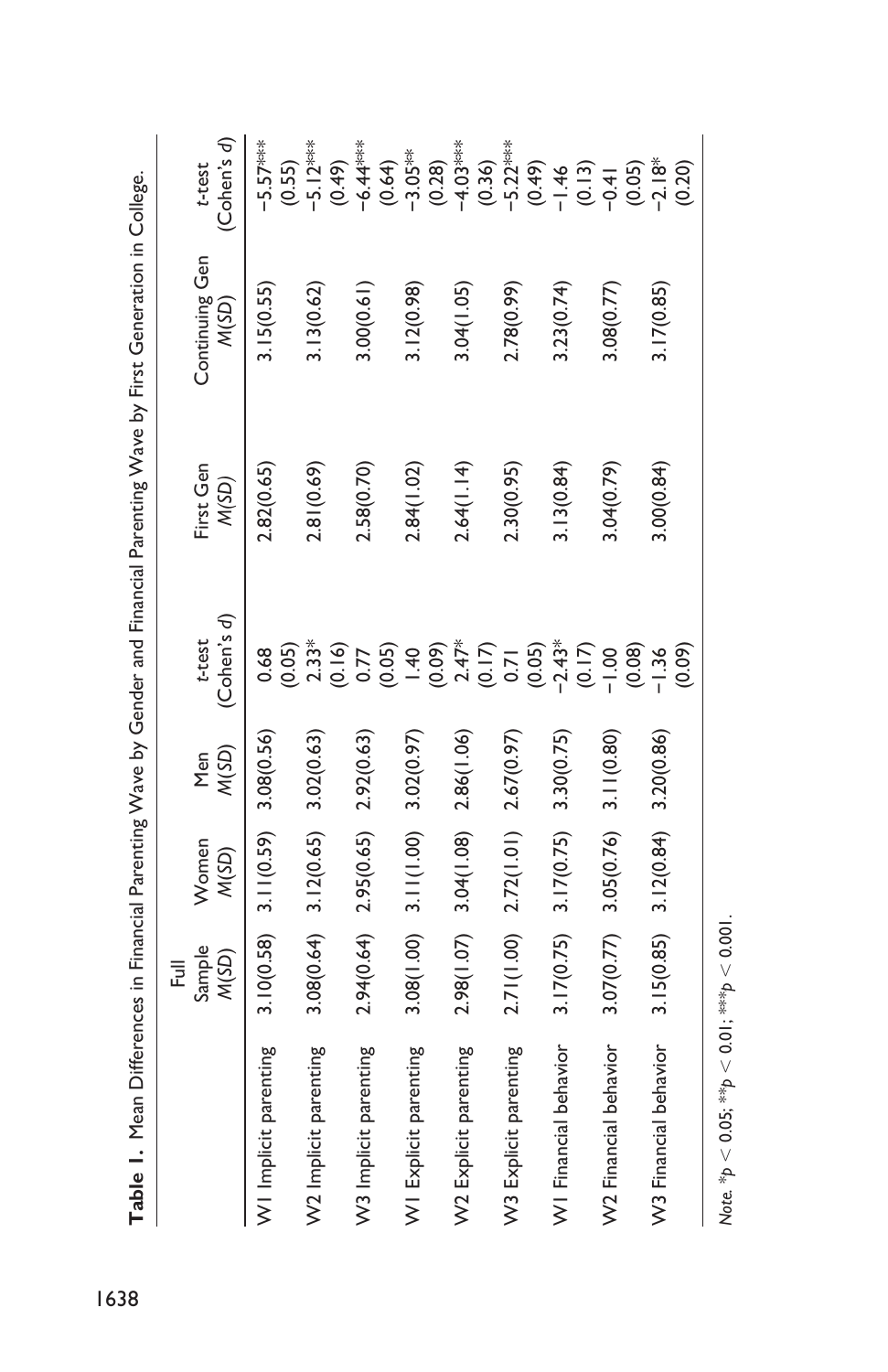**Table 1.** Mean Differences in Financial Parenting Wave by Gender and Financial Parenting Wave by First Generation in College.

| | Full Sample *M(SD)* | Women *M(SD)* | Men *M(SD)* | *t*-test (Cohen's *d*) | First Gen *M(SD)* | Continuing Gen *M(SD)* | *t*-test (Cohen's *d*) |
|---|---|---|---|---|---|---|---|
| W1 Implicit parenting | 3.10(0.58) | 3.11(0.59) | 3.08(0.56) | 0.68 (0.05) | 2.82(0.65) | 3.15(0.55) | −5.57*** (0.55) |
| W2 Implicit parenting | 3.08(0.64) | 3.12(0.65) | 3.02(0.63) | 2.33* (0.16) | 2.81(0.69) | 3.13(0.62) | −5.12*** (0.49) |
| W3 Implicit parenting | 2.94(0.64) | 2.95(0.65) | 2.92(0.63) | 0.77 (0.05) | 2.58(0.70) | 3.00(0.61) | −6.44*** (0.64) |
| W1 Explicit parenting | 3.08(1.00) | 3.11(1.00) | 3.02(0.97) | 1.40 (0.09) | 2.84(1.02) | 3.12(0.98) | −3.05** (0.28) |
| W2 Explicit parenting | 2.98(1.07) | 3.04(1.08) | 2.86(1.06) | 2.47* (0.17) | 2.64(1.14) | 3.04(1.05) | −4.03*** (0.36) |
| W3 Explicit parenting | 2.71(1.00) | 2.72(1.01) | 2.67(0.97) | 0.71 (0.05) | 2.30(0.95) | 2.78(0.99) | −5.22*** (0.49) |
| W1 Financial behavior | 3.17(0.75) | 3.17(0.75) | 3.30(0.75) | −2.43* (0.17) | 3.13(0.84) | 3.23(0.74) | −1.46 (0.13) |
| W2 Financial behavior | 3.07(0.77) | 3.05(0.76) | 3.11(0.80) | −1.00 (0.08) | 3.04(0.79) | 3.08(0.77) | −0.41 (0.05) |
| W3 Financial behavior | 3.15(0.85) | 3.12(0.84) | 3.20(0.86) | −1.36 (0.09) | 3.00(0.84) | 3.17(0.85) | −2.18* (0.20) |

*Note.* *$p < 0.05$; **$p < 0.01$; ***$p < 0.001$.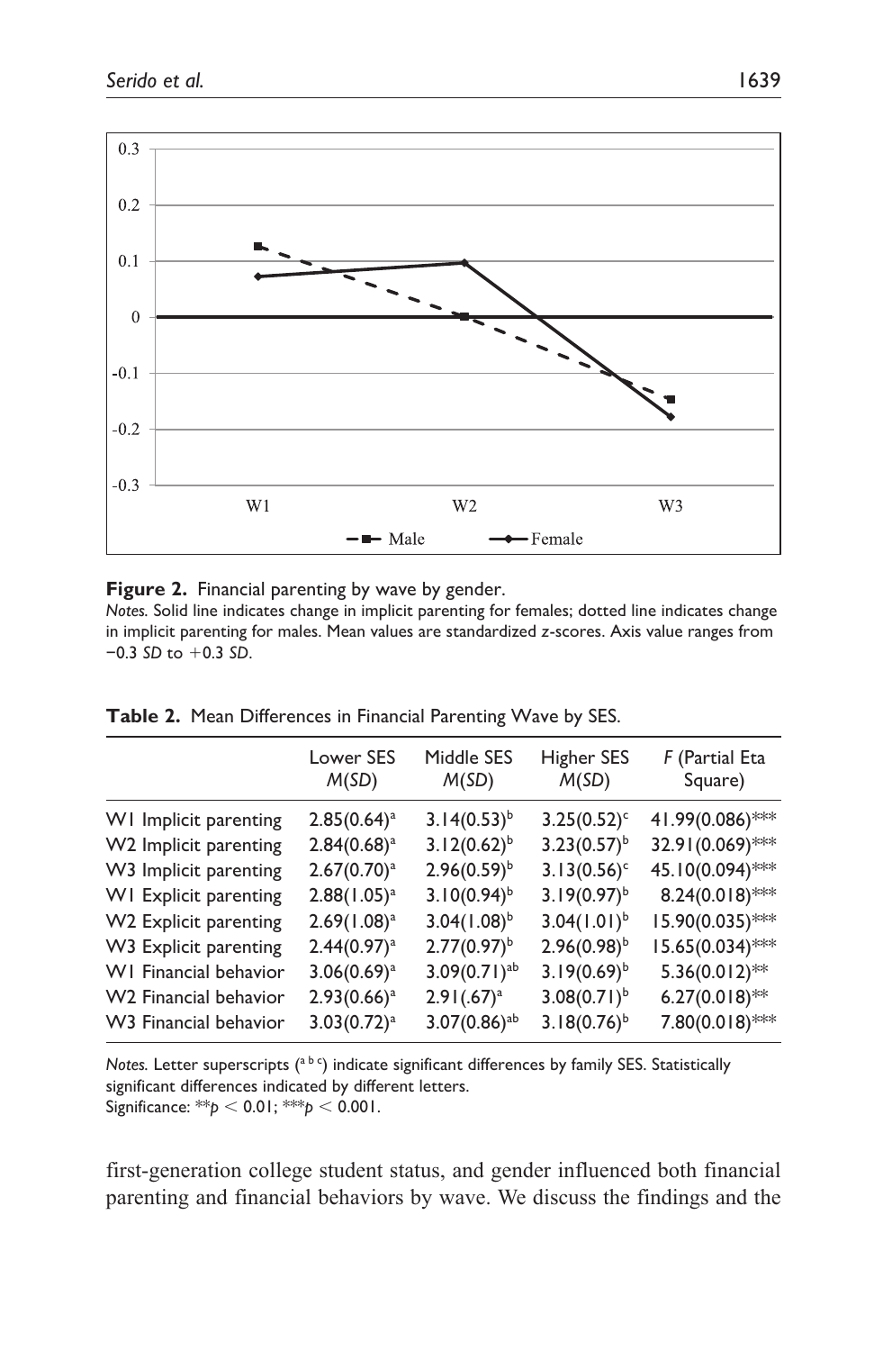0.3
0.2
0.1
0
-0.1
-0.2
-0.3
W1
W2
W3
Male
Female

**Figure 2.** Financial parenting by wave by gender.

*Notes.* Solid line indicates change in implicit parenting for females; dotted line indicates change in implicit parenting for males. Mean values are standardized z-scores. Axis value ranges from −0.3 *SD* to +0.3 *SD*.

**Table 2.** Mean Differences in Financial Parenting Wave by SES.

| | Lower SES *M*(*SD*) | Middle SES *M*(*SD*) | Higher SES *M*(*SD*) | *F* (Partial Eta Square) |
|---|---|---|---|---|
| W1 Implicit parenting | 2.85(0.64)[a] | 3.14(0.53)[b] | 3.25(0.52)[c] | 41.99(0.086)*** |
| W2 Implicit parenting | 2.84(0.68)[a] | 3.12(0.62)[b] | 3.23(0.57)[b] | 32.91(0.069)*** |
| W3 Implicit parenting | 2.67(0.70)[a] | 2.96(0.59)[b] | 3.13(0.56)[c] | 45.10(0.094)*** |
| W1 Explicit parenting | 2.88(1.05)[a] | 3.10(0.94)[b] | 3.19(0.97)[b] | 8.24(0.018)*** |
| W2 Explicit parenting | 2.69(1.08)[a] | 3.04(1.08)[b] | 3.04(1.01)[b] | 15.90(0.035)*** |
| W3 Explicit parenting | 2.44(0.97)[a] | 2.77(0.97)[b] | 2.96(0.98)[b] | 15.65(0.034)*** |
| W1 Financial behavior | 3.06(0.69)[a] | 3.09(0.71)[ab] | 3.19(0.69)[b] | 5.36(0.012)** |
| W2 Financial behavior | 2.93(0.66)[a] | 2.91(.67)[a] | 3.08(0.71)[b] | 6.27(0.018)** |
| W3 Financial behavior | 3.03(0.72)[a] | 3.07(0.86)[ab] | 3.18(0.76)[b] | 7.80(0.018)*** |

*Notes.* Letter superscripts ([a b c]) indicate significant differences by family SES. Statistically significant differences indicated by different letters.
Significance: $^{**}p < 0.01$; $^{***}p < 0.001$.

first-generation college student status, and gender influenced both financial parenting and financial behaviors by wave. We discuss the findings and the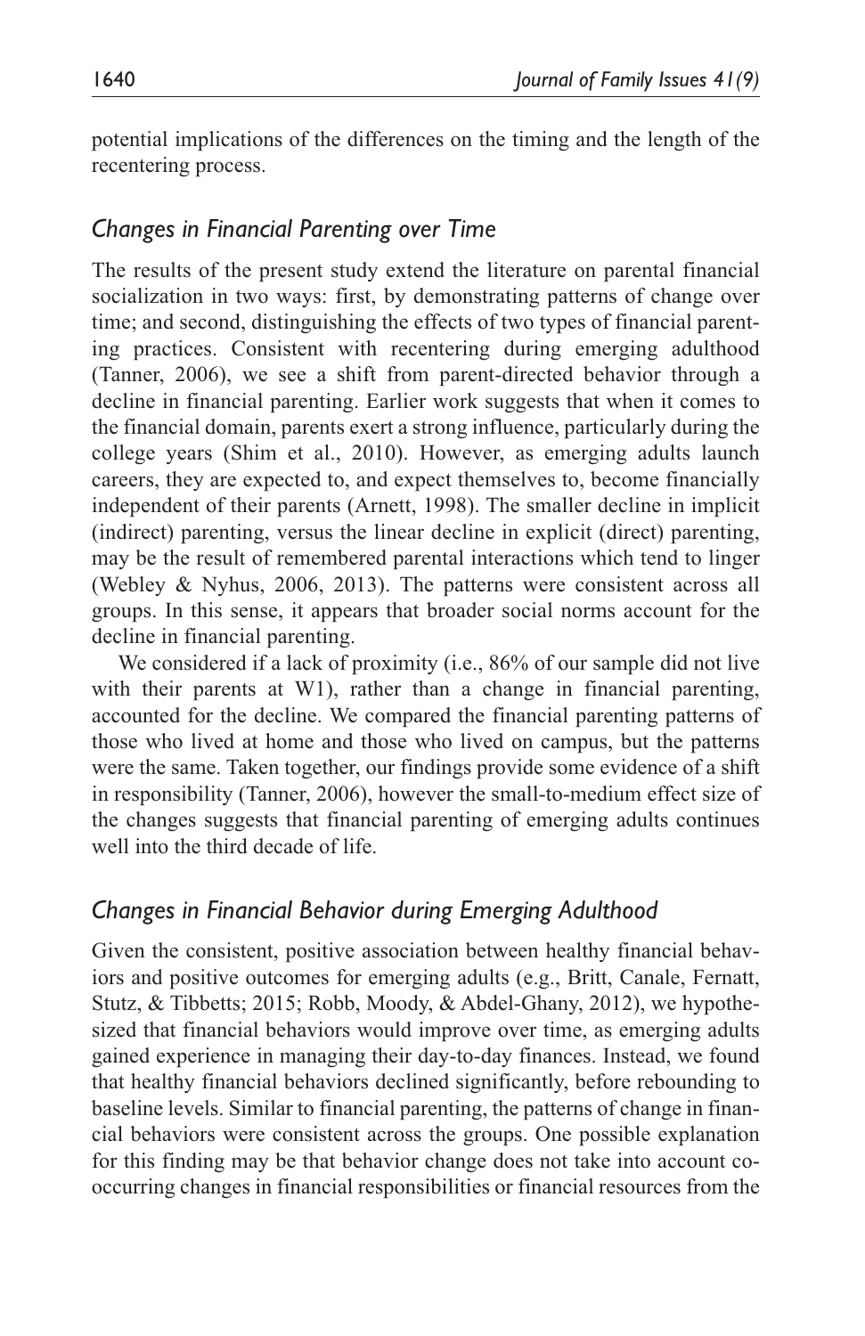potential implications of the differences on the timing and the length of the recentering process.

## *Changes in Financial Parenting over Time*

The results of the present study extend the literature on parental financial socialization in two ways: first, by demonstrating patterns of change over time; and second, distinguishing the effects of two types of financial parenting practices. Consistent with recentering during emerging adulthood (Tanner, 2006), we see a shift from parent-directed behavior through a decline in financial parenting. Earlier work suggests that when it comes to the financial domain, parents exert a strong influence, particularly during the college years (Shim et al., 2010). However, as emerging adults launch careers, they are expected to, and expect themselves to, become financially independent of their parents (Arnett, 1998). The smaller decline in implicit (indirect) parenting, versus the linear decline in explicit (direct) parenting, may be the result of remembered parental interactions which tend to linger (Webley & Nyhus, 2006, 2013). The patterns were consistent across all groups. In this sense, it appears that broader social norms account for the decline in financial parenting.

We considered if a lack of proximity (i.e., 86% of our sample did not live with their parents at W1), rather than a change in financial parenting, accounted for the decline. We compared the financial parenting patterns of those who lived at home and those who lived on campus, but the patterns were the same. Taken together, our findings provide some evidence of a shift in responsibility (Tanner, 2006), however the small-to-medium effect size of the changes suggests that financial parenting of emerging adults continues well into the third decade of life.

## *Changes in Financial Behavior during Emerging Adulthood*

Given the consistent, positive association between healthy financial behaviors and positive outcomes for emerging adults (e.g., Britt, Canale, Fernatt, Stutz, & Tibbetts; 2015; Robb, Moody, & Abdel-Ghany, 2012), we hypothesized that financial behaviors would improve over time, as emerging adults gained experience in managing their day-to-day finances. Instead, we found that healthy financial behaviors declined significantly, before rebounding to baseline levels. Similar to financial parenting, the patterns of change in financial behaviors were consistent across the groups. One possible explanation for this finding may be that behavior change does not take into account co-occurring changes in financial responsibilities or financial resources from the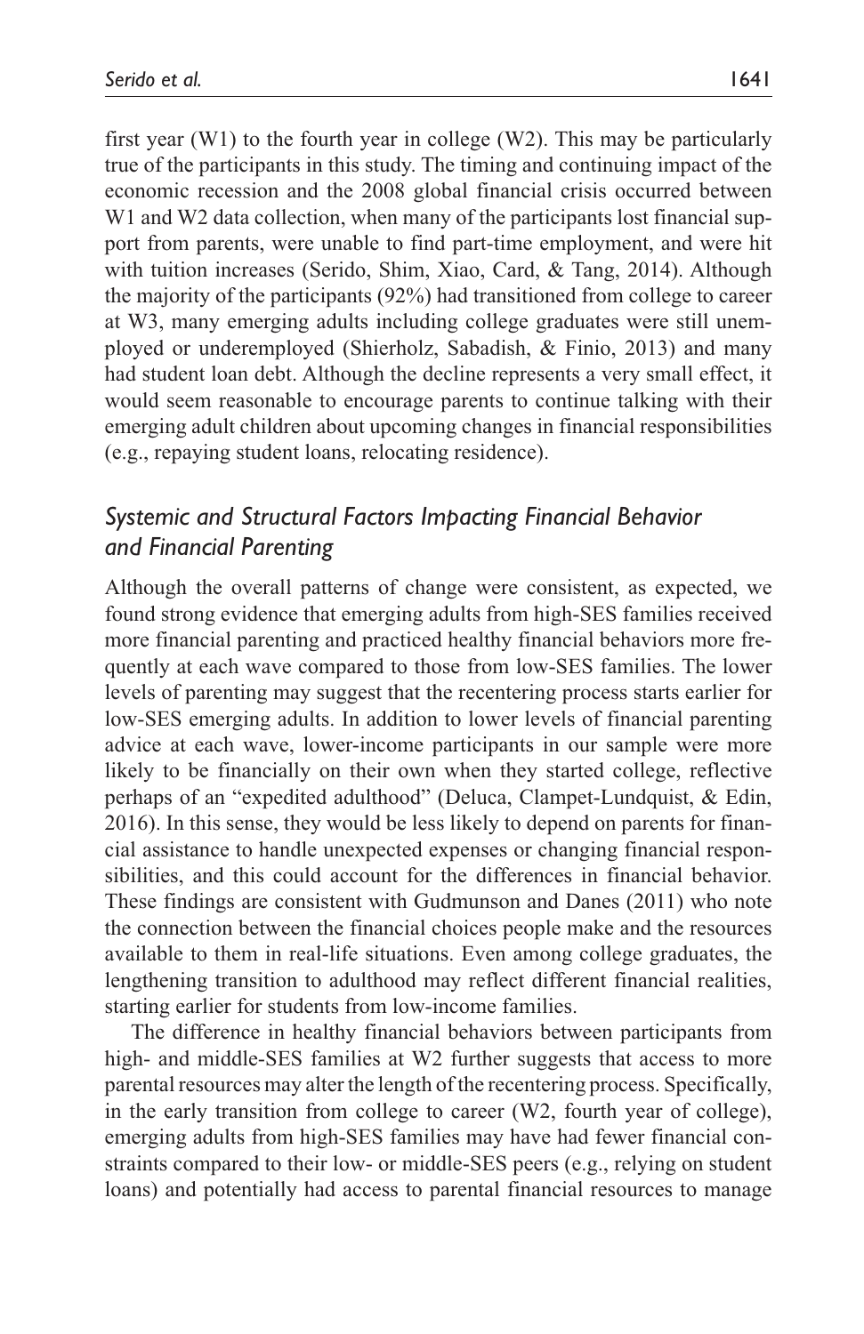first year (W1) to the fourth year in college (W2). This may be particularly true of the participants in this study. The timing and continuing impact of the economic recession and the 2008 global financial crisis occurred between W1 and W2 data collection, when many of the participants lost financial support from parents, were unable to find part-time employment, and were hit with tuition increases (Serido, Shim, Xiao, Card, & Tang, 2014). Although the majority of the participants (92%) had transitioned from college to career at W3, many emerging adults including college graduates were still unemployed or underemployed (Shierholz, Sabadish, & Finio, 2013) and many had student loan debt. Although the decline represents a very small effect, it would seem reasonable to encourage parents to continue talking with their emerging adult children about upcoming changes in financial responsibilities (e.g., repaying student loans, relocating residence).

## *Systemic and Structural Factors Impacting Financial Behavior and Financial Parenting*

Although the overall patterns of change were consistent, as expected, we found strong evidence that emerging adults from high-SES families received more financial parenting and practiced healthy financial behaviors more frequently at each wave compared to those from low-SES families. The lower levels of parenting may suggest that the recentering process starts earlier for low-SES emerging adults. In addition to lower levels of financial parenting advice at each wave, lower-income participants in our sample were more likely to be financially on their own when they started college, reflective perhaps of an "expedited adulthood" (Deluca, Clampet-Lundquist, & Edin, 2016). In this sense, they would be less likely to depend on parents for financial assistance to handle unexpected expenses or changing financial responsibilities, and this could account for the differences in financial behavior. These findings are consistent with Gudmunson and Danes (2011) who note the connection between the financial choices people make and the resources available to them in real-life situations. Even among college graduates, the lengthening transition to adulthood may reflect different financial realities, starting earlier for students from low-income families.

The difference in healthy financial behaviors between participants from high- and middle-SES families at W2 further suggests that access to more parental resources may alter the length of the recentering process. Specifically, in the early transition from college to career (W2, fourth year of college), emerging adults from high-SES families may have had fewer financial constraints compared to their low- or middle-SES peers (e.g., relying on student loans) and potentially had access to parental financial resources to manage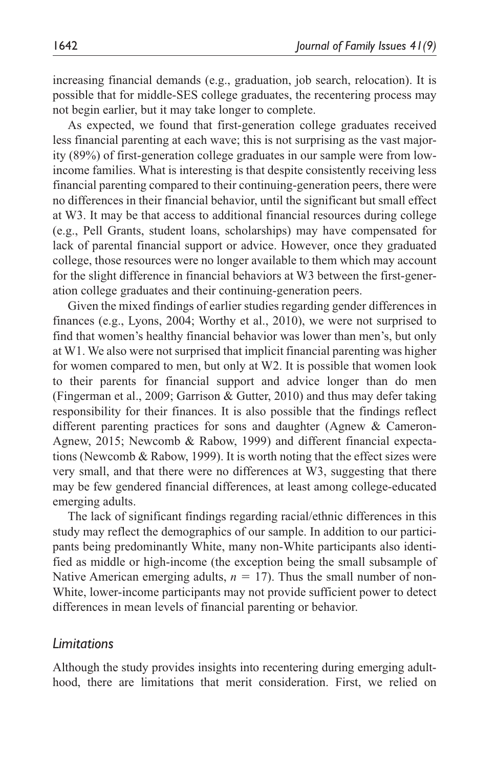increasing financial demands (e.g., graduation, job search, relocation). It is possible that for middle-SES college graduates, the recentering process may not begin earlier, but it may take longer to complete.

As expected, we found that first-generation college graduates received less financial parenting at each wave; this is not surprising as the vast majority (89%) of first-generation college graduates in our sample were from low-income families. What is interesting is that despite consistently receiving less financial parenting compared to their continuing-generation peers, there were no differences in their financial behavior, until the significant but small effect at W3. It may be that access to additional financial resources during college (e.g., Pell Grants, student loans, scholarships) may have compensated for lack of parental financial support or advice. However, once they graduated college, those resources were no longer available to them which may account for the slight difference in financial behaviors at W3 between the first-generation college graduates and their continuing-generation peers.

Given the mixed findings of earlier studies regarding gender differences in finances (e.g., Lyons, 2004; Worthy et al., 2010), we were not surprised to find that women's healthy financial behavior was lower than men's, but only at W1. We also were not surprised that implicit financial parenting was higher for women compared to men, but only at W2. It is possible that women look to their parents for financial support and advice longer than do men (Fingerman et al., 2009; Garrison & Gutter, 2010) and thus may defer taking responsibility for their finances. It is also possible that the findings reflect different parenting practices for sons and daughter (Agnew & Cameron-Agnew, 2015; Newcomb & Rabow, 1999) and different financial expectations (Newcomb & Rabow, 1999). It is worth noting that the effect sizes were very small, and that there were no differences at W3, suggesting that there may be few gendered financial differences, at least among college-educated emerging adults.

The lack of significant findings regarding racial/ethnic differences in this study may reflect the demographics of our sample. In addition to our participants being predominantly White, many non-White participants also identified as middle or high-income (the exception being the small subsample of Native American emerging adults, $n = 17$). Thus the small number of non-White, lower-income participants may not provide sufficient power to detect differences in mean levels of financial parenting or behavior.

### *Limitations*

Although the study provides insights into recentering during emerging adulthood, there are limitations that merit consideration. First, we relied on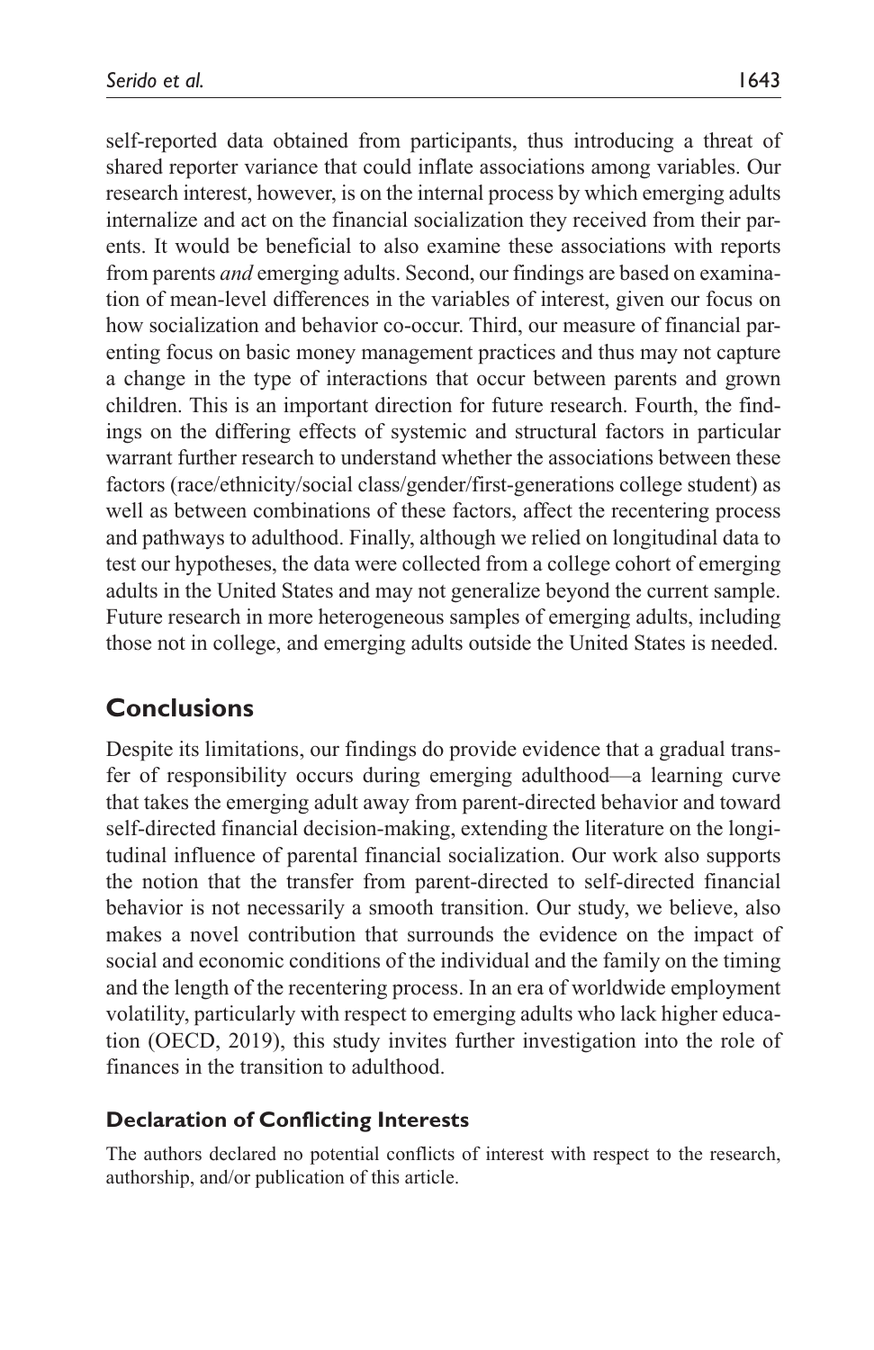self-reported data obtained from participants, thus introducing a threat of shared reporter variance that could inflate associations among variables. Our research interest, however, is on the internal process by which emerging adults internalize and act on the financial socialization they received from their parents. It would be beneficial to also examine these associations with reports from parents *and* emerging adults. Second, our findings are based on examination of mean-level differences in the variables of interest, given our focus on how socialization and behavior co-occur. Third, our measure of financial parenting focus on basic money management practices and thus may not capture a change in the type of interactions that occur between parents and grown children. This is an important direction for future research. Fourth, the findings on the differing effects of systemic and structural factors in particular warrant further research to understand whether the associations between these factors (race/ethnicity/social class/gender/first-generations college student) as well as between combinations of these factors, affect the recentering process and pathways to adulthood. Finally, although we relied on longitudinal data to test our hypotheses, the data were collected from a college cohort of emerging adults in the United States and may not generalize beyond the current sample. Future research in more heterogeneous samples of emerging adults, including those not in college, and emerging adults outside the United States is needed.

## Conclusions

Despite its limitations, our findings do provide evidence that a gradual transfer of responsibility occurs during emerging adulthood—a learning curve that takes the emerging adult away from parent-directed behavior and toward self-directed financial decision-making, extending the literature on the longitudinal influence of parental financial socialization. Our work also supports the notion that the transfer from parent-directed to self-directed financial behavior is not necessarily a smooth transition. Our study, we believe, also makes a novel contribution that surrounds the evidence on the impact of social and economic conditions of the individual and the family on the timing and the length of the recentering process. In an era of worldwide employment volatility, particularly with respect to emerging adults who lack higher education (OECD, 2019), this study invites further investigation into the role of finances in the transition to adulthood.

### Declaration of Conflicting Interests

The authors declared no potential conflicts of interest with respect to the research, authorship, and/or publication of this article.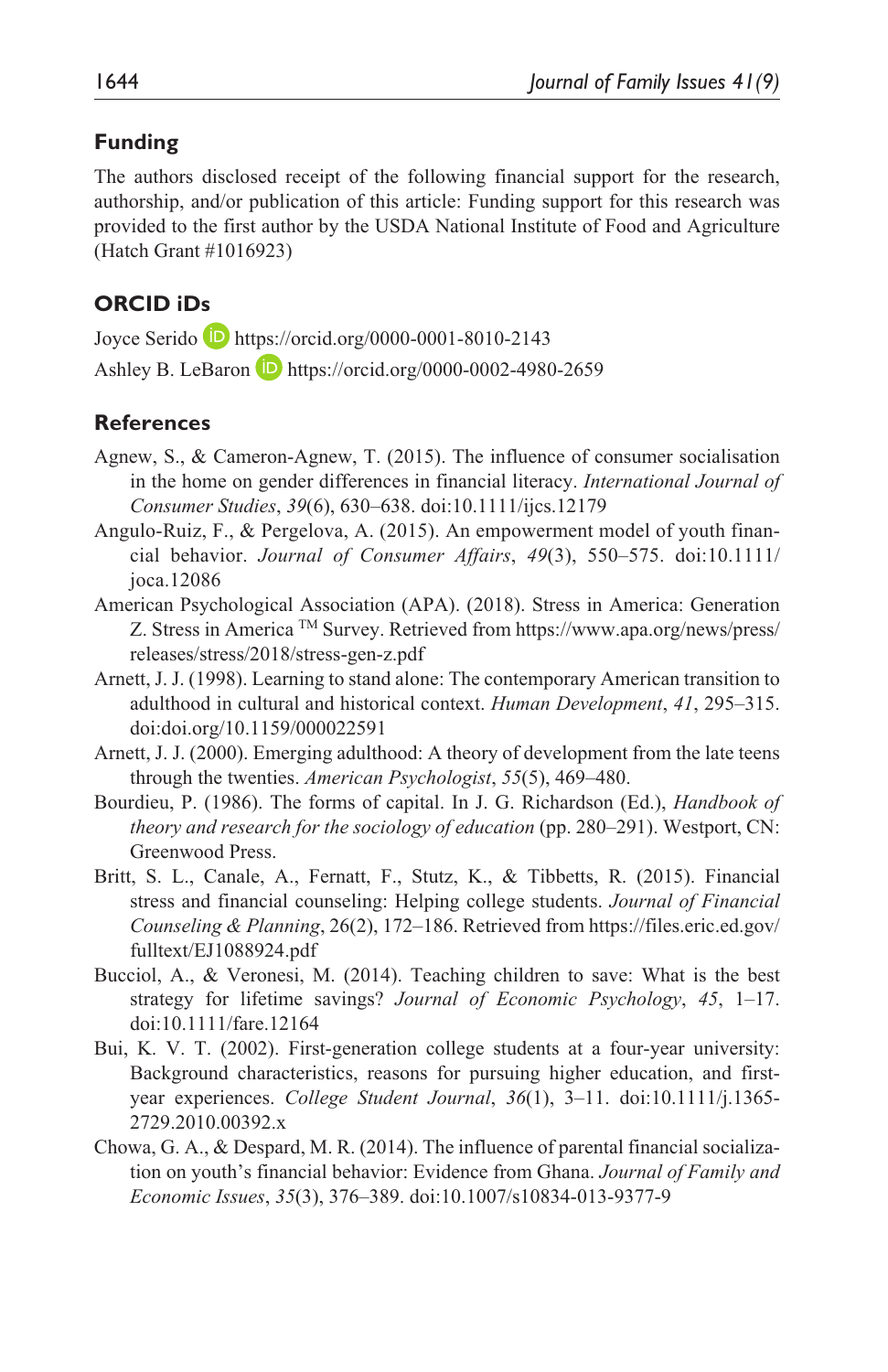## Funding

The authors disclosed receipt of the following financial support for the research, authorship, and/or publication of this article: Funding support for this research was provided to the first author by the USDA National Institute of Food and Agriculture (Hatch Grant #1016923)

## ORCID iDs

Joyce Serido https://orcid.org/0000-0001-8010-2143
Ashley B. LeBaron https://orcid.org/0000-0002-4980-2659

## References

Agnew, S., & Cameron-Agnew, T. (2015). The influence of consumer socialisation in the home on gender differences in financial literacy. *International Journal of Consumer Studies*, *39*(6), 630–638. doi:10.1111/ijcs.12179

Angulo-Ruiz, F., & Pergelova, A. (2015). An empowerment model of youth financial behavior. *Journal of Consumer Affairs*, *49*(3), 550–575. doi:10.1111/joca.12086

American Psychological Association (APA). (2018). Stress in America: Generation Z. Stress in America ™ Survey. Retrieved from https://www.apa.org/news/press/releases/stress/2018/stress-gen-z.pdf

Arnett, J. J. (1998). Learning to stand alone: The contemporary American transition to adulthood in cultural and historical context. *Human Development*, *41*, 295–315. doi:doi.org/10.1159/000022591

Arnett, J. J. (2000). Emerging adulthood: A theory of development from the late teens through the twenties. *American Psychologist*, *55*(5), 469–480.

Bourdieu, P. (1986). The forms of capital. In J. G. Richardson (Ed.), *Handbook of theory and research for the sociology of education* (pp. 280–291). Westport, CN: Greenwood Press.

Britt, S. L., Canale, A., Fernatt, F., Stutz, K., & Tibbetts, R. (2015). Financial stress and financial counseling: Helping college students. *Journal of Financial Counseling & Planning*, 26(2), 172–186. Retrieved from https://files.eric.ed.gov/fulltext/EJ1088924.pdf

Bucciol, A., & Veronesi, M. (2014). Teaching children to save: What is the best strategy for lifetime savings? *Journal of Economic Psychology*, *45*, 1–17. doi:10.1111/fare.12164

Bui, K. V. T. (2002). First-generation college students at a four-year university: Background characteristics, reasons for pursuing higher education, and first-year experiences. *College Student Journal*, *36*(1), 3–11. doi:10.1111/j.1365-2729.2010.00392.x

Chowa, G. A., & Despard, M. R. (2014). The influence of parental financial socialization on youth's financial behavior: Evidence from Ghana. *Journal of Family and Economic Issues*, *35*(3), 376–389. doi:10.1007/s10834-013-9377-9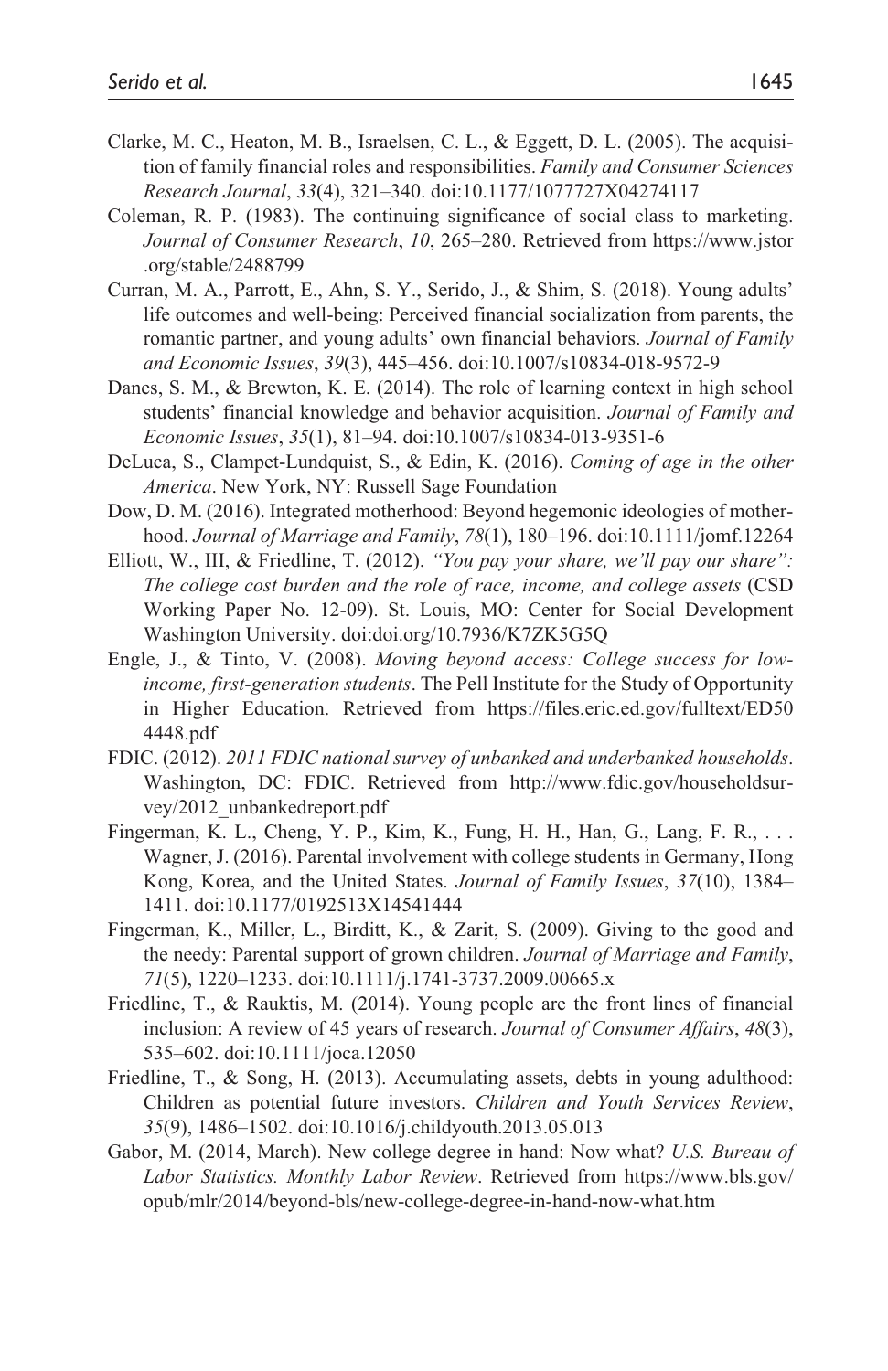Clarke, M. C., Heaton, M. B., Israelsen, C. L., & Eggett, D. L. (2005). The acquisition of family financial roles and responsibilities. *Family and Consumer Sciences Research Journal*, *33*(4), 321–340. doi:10.1177/1077727X04274117

Coleman, R. P. (1983). The continuing significance of social class to marketing. *Journal of Consumer Research*, *10*, 265–280. Retrieved from https://www.jstor.org/stable/2488799

Curran, M. A., Parrott, E., Ahn, S. Y., Serido, J., & Shim, S. (2018). Young adults' life outcomes and well-being: Perceived financial socialization from parents, the romantic partner, and young adults' own financial behaviors. *Journal of Family and Economic Issues*, *39*(3), 445–456. doi:10.1007/s10834-018-9572-9

Danes, S. M., & Brewton, K. E. (2014). The role of learning context in high school students' financial knowledge and behavior acquisition. *Journal of Family and Economic Issues*, *35*(1), 81–94. doi:10.1007/s10834-013-9351-6

DeLuca, S., Clampet-Lundquist, S., & Edin, K. (2016). *Coming of age in the other America*. New York, NY: Russell Sage Foundation

Dow, D. M. (2016). Integrated motherhood: Beyond hegemonic ideologies of motherhood. *Journal of Marriage and Family*, *78*(1), 180–196. doi:10.1111/jomf.12264

Elliott, W., III, & Friedline, T. (2012). *"You pay your share, we'll pay our share": The college cost burden and the role of race, income, and college assets* (CSD Working Paper No. 12-09). St. Louis, MO: Center for Social Development Washington University. doi:doi.org/10.7936/K7ZK5G5Q

Engle, J., & Tinto, V. (2008). *Moving beyond access: College success for low-income, first-generation students*. The Pell Institute for the Study of Opportunity in Higher Education. Retrieved from https://files.eric.ed.gov/fulltext/ED504448.pdf

FDIC. (2012). *2011 FDIC national survey of unbanked and underbanked households*. Washington, DC: FDIC. Retrieved from http://www.fdic.gov/householdsurvey/2012_unbankedreport.pdf

Fingerman, K. L., Cheng, Y. P., Kim, K., Fung, H. H., Han, G., Lang, F. R., . . . Wagner, J. (2016). Parental involvement with college students in Germany, Hong Kong, Korea, and the United States. *Journal of Family Issues*, *37*(10), 1384–1411. doi:10.1177/0192513X14541444

Fingerman, K., Miller, L., Birditt, K., & Zarit, S. (2009). Giving to the good and the needy: Parental support of grown children. *Journal of Marriage and Family*, *71*(5), 1220–1233. doi:10.1111/j.1741-3737.2009.00665.x

Friedline, T., & Rauktis, M. (2014). Young people are the front lines of financial inclusion: A review of 45 years of research. *Journal of Consumer Affairs*, *48*(3), 535–602. doi:10.1111/joca.12050

Friedline, T., & Song, H. (2013). Accumulating assets, debts in young adulthood: Children as potential future investors. *Children and Youth Services Review*, *35*(9), 1486–1502. doi:10.1016/j.childyouth.2013.05.013

Gabor, M. (2014, March). New college degree in hand: Now what? *U.S. Bureau of Labor Statistics. Monthly Labor Review*. Retrieved from https://www.bls.gov/opub/mlr/2014/beyond-bls/new-college-degree-in-hand-now-what.htm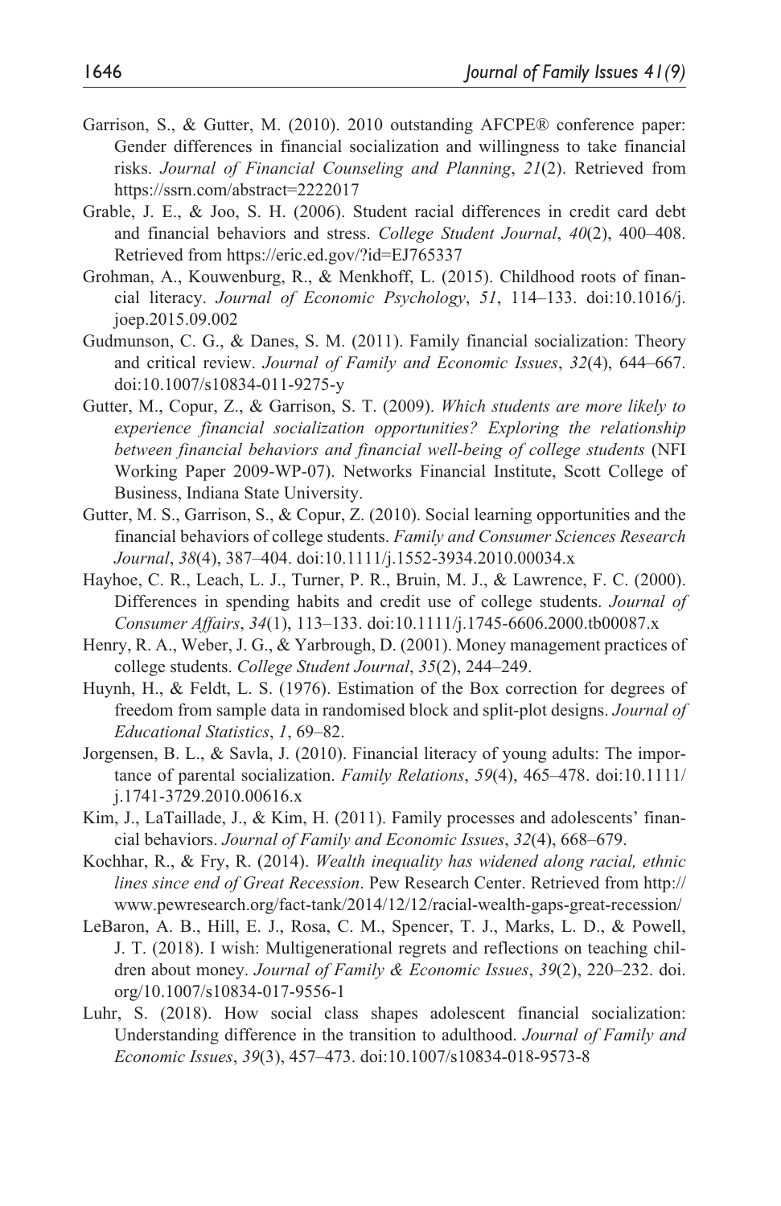Garrison, S., & Gutter, M. (2010). 2010 outstanding AFCPE® conference paper: Gender differences in financial socialization and willingness to take financial risks. *Journal of Financial Counseling and Planning*, *21*(2). Retrieved from https://ssrn.com/abstract=2222017

Grable, J. E., & Joo, S. H. (2006). Student racial differences in credit card debt and financial behaviors and stress. *College Student Journal*, *40*(2), 400–408. Retrieved from https://eric.ed.gov/?id=EJ765337

Grohman, A., Kouwenburg, R., & Menkhoff, L. (2015). Childhood roots of financial literacy. *Journal of Economic Psychology*, *51*, 114–133. doi:10.1016/j.joep.2015.09.002

Gudmunson, C. G., & Danes, S. M. (2011). Family financial socialization: Theory and critical review. *Journal of Family and Economic Issues*, *32*(4), 644–667. doi:10.1007/s10834-011-9275-y

Gutter, M., Copur, Z., & Garrison, S. T. (2009). *Which students are more likely to experience financial socialization opportunities? Exploring the relationship between financial behaviors and financial well-being of college students* (NFI Working Paper 2009-WP-07). Networks Financial Institute, Scott College of Business, Indiana State University.

Gutter, M. S., Garrison, S., & Copur, Z. (2010). Social learning opportunities and the financial behaviors of college students. *Family and Consumer Sciences Research Journal*, *38*(4), 387–404. doi:10.1111/j.1552-3934.2010.00034.x

Hayhoe, C. R., Leach, L. J., Turner, P. R., Bruin, M. J., & Lawrence, F. C. (2000). Differences in spending habits and credit use of college students. *Journal of Consumer Affairs*, *34*(1), 113–133. doi:10.1111/j.1745-6606.2000.tb00087.x

Henry, R. A., Weber, J. G., & Yarbrough, D. (2001). Money management practices of college students. *College Student Journal*, *35*(2), 244–249.

Huynh, H., & Feldt, L. S. (1976). Estimation of the Box correction for degrees of freedom from sample data in randomised block and split-plot designs. *Journal of Educational Statistics*, *1*, 69–82.

Jorgensen, B. L., & Savla, J. (2010). Financial literacy of young adults: The importance of parental socialization. *Family Relations*, *59*(4), 465–478. doi:10.1111/j.1741-3729.2010.00616.x

Kim, J., LaTaillade, J., & Kim, H. (2011). Family processes and adolescents' financial behaviors. *Journal of Family and Economic Issues*, *32*(4), 668–679.

Kochhar, R., & Fry, R. (2014). *Wealth inequality has widened along racial, ethnic lines since end of Great Recession*. Pew Research Center. Retrieved from http://www.pewresearch.org/fact-tank/2014/12/12/racial-wealth-gaps-great-recession/

LeBaron, A. B., Hill, E. J., Rosa, C. M., Spencer, T. J., Marks, L. D., & Powell, J. T. (2018). I wish: Multigenerational regrets and reflections on teaching children about money. *Journal of Family & Economic Issues*, *39*(2), 220–232. doi.org/10.1007/s10834-017-9556-1

Luhr, S. (2018). How social class shapes adolescent financial socialization: Understanding difference in the transition to adulthood. *Journal of Family and Economic Issues*, *39*(3), 457–473. doi:10.1007/s10834-018-9573-8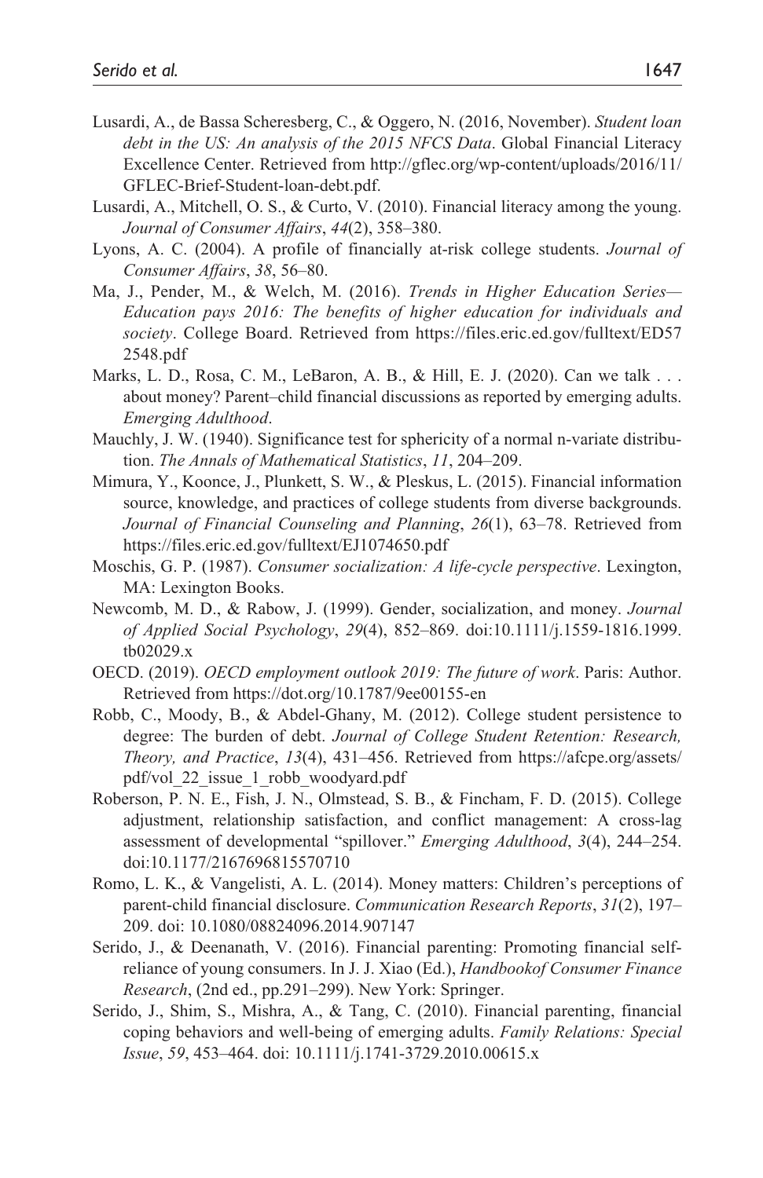Lusardi, A., de Bassa Scheresberg, C., & Oggero, N. (2016, November). *Student loan debt in the US: An analysis of the 2015 NFCS Data*. Global Financial Literacy Excellence Center. Retrieved from http://gflec.org/wp-content/uploads/2016/11/GFLEC-Brief-Student-loan-debt.pdf.

Lusardi, A., Mitchell, O. S., & Curto, V. (2010). Financial literacy among the young. *Journal of Consumer Affairs*, *44*(2), 358–380.

Lyons, A. C. (2004). A profile of financially at-risk college students. *Journal of Consumer Affairs*, *38*, 56–80.

Ma, J., Pender, M., & Welch, M. (2016). *Trends in Higher Education Series—Education pays 2016: The benefits of higher education for individuals and society*. College Board. Retrieved from https://files.eric.ed.gov/fulltext/ED572548.pdf

Marks, L. D., Rosa, C. M., LeBaron, A. B., & Hill, E. J. (2020). Can we talk . . . about money? Parent–child financial discussions as reported by emerging adults. *Emerging Adulthood*.

Mauchly, J. W. (1940). Significance test for sphericity of a normal n-variate distribution. *The Annals of Mathematical Statistics*, *11*, 204–209.

Mimura, Y., Koonce, J., Plunkett, S. W., & Pleskus, L. (2015). Financial information source, knowledge, and practices of college students from diverse backgrounds. *Journal of Financial Counseling and Planning*, *26*(1), 63–78. Retrieved from https://files.eric.ed.gov/fulltext/EJ1074650.pdf

Moschis, G. P. (1987). *Consumer socialization: A life-cycle perspective*. Lexington, MA: Lexington Books.

Newcomb, M. D., & Rabow, J. (1999). Gender, socialization, and money. *Journal of Applied Social Psychology*, *29*(4), 852–869. doi:10.1111/j.1559-1816.1999.tb02029.x

OECD. (2019). *OECD employment outlook 2019: The future of work*. Paris: Author. Retrieved from https://dot.org/10.1787/9ee00155-en

Robb, C., Moody, B., & Abdel-Ghany, M. (2012). College student persistence to degree: The burden of debt. *Journal of College Student Retention: Research, Theory, and Practice*, *13*(4), 431–456. Retrieved from https://afcpe.org/assets/pdf/vol_22_issue_1_robb_woodyard.pdf

Roberson, P. N. E., Fish, J. N., Olmstead, S. B., & Fincham, F. D. (2015). College adjustment, relationship satisfaction, and conflict management: A cross-lag assessment of developmental "spillover." *Emerging Adulthood*, *3*(4), 244–254. doi:10.1177/2167696815570710

Romo, L. K., & Vangelisti, A. L. (2014). Money matters: Children's perceptions of parent-child financial disclosure. *Communication Research Reports*, *31*(2), 197–209. doi: 10.1080/08824096.2014.907147

Serido, J., & Deenanath, V. (2016). Financial parenting: Promoting financial self-reliance of young consumers. In J. J. Xiao (Ed.), *Handbookof Consumer Finance Research*, (2nd ed., pp.291–299). New York: Springer.

Serido, J., Shim, S., Mishra, A., & Tang, C. (2010). Financial parenting, financial coping behaviors and well-being of emerging adults. *Family Relations: Special Issue*, *59*, 453–464. doi: 10.1111/j.1741-3729.2010.00615.x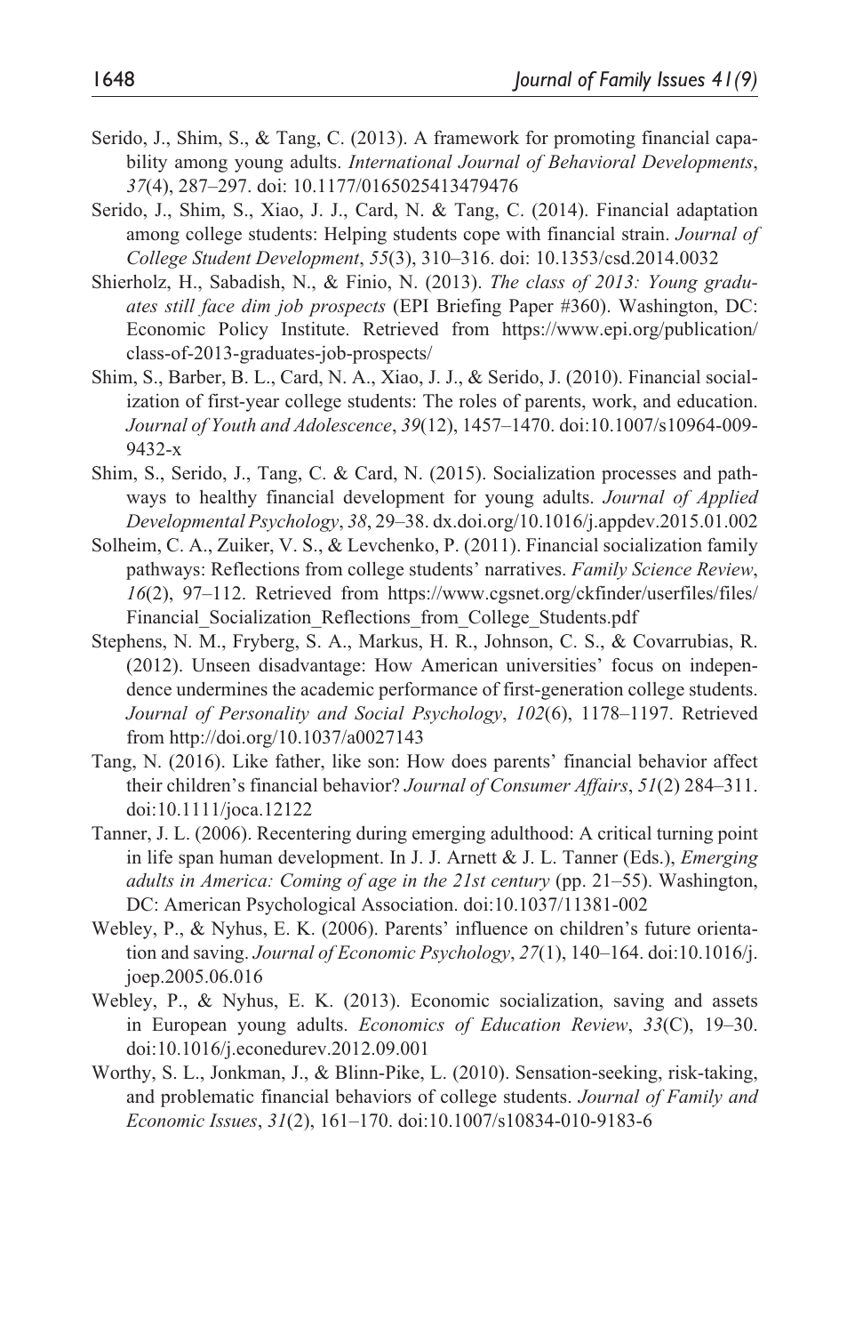Serido, J., Shim, S., & Tang, C. (2013). A framework for promoting financial capability among young adults. *International Journal of Behavioral Developments*, *37*(4), 287–297. doi: 10.1177/0165025413479476

Serido, J., Shim, S., Xiao, J. J., Card, N. & Tang, C. (2014). Financial adaptation among college students: Helping students cope with financial strain. *Journal of College Student Development*, *55*(3), 310–316. doi: 10.1353/csd.2014.0032

Shierholz, H., Sabadish, N., & Finio, N. (2013). *The class of 2013: Young graduates still face dim job prospects* (EPI Briefing Paper #360). Washington, DC: Economic Policy Institute. Retrieved from https://www.epi.org/publication/class-of-2013-graduates-job-prospects/

Shim, S., Barber, B. L., Card, N. A., Xiao, J. J., & Serido, J. (2010). Financial socialization of first-year college students: The roles of parents, work, and education. *Journal of Youth and Adolescence*, *39*(12), 1457–1470. doi:10.1007/s10964-009-9432-x

Shim, S., Serido, J., Tang, C. & Card, N. (2015). Socialization processes and pathways to healthy financial development for young adults. *Journal of Applied Developmental Psychology*, *38*, 29–38. dx.doi.org/10.1016/j.appdev.2015.01.002

Solheim, C. A., Zuiker, V. S., & Levchenko, P. (2011). Financial socialization family pathways: Reflections from college students' narratives. *Family Science Review*, *16*(2), 97–112. Retrieved from https://www.cgsnet.org/ckfinder/userfiles/files/Financial_Socialization_Reflections_from_College_Students.pdf

Stephens, N. M., Fryberg, S. A., Markus, H. R., Johnson, C. S., & Covarrubias, R. (2012). Unseen disadvantage: How American universities' focus on independence undermines the academic performance of first-generation college students. *Journal of Personality and Social Psychology*, *102*(6), 1178–1197. Retrieved from http://doi.org/10.1037/a0027143

Tang, N. (2016). Like father, like son: How does parents' financial behavior affect their children's financial behavior? *Journal of Consumer Affairs*, *51*(2) 284–311. doi:10.1111/joca.12122

Tanner, J. L. (2006). Recentering during emerging adulthood: A critical turning point in life span human development. In J. J. Arnett & J. L. Tanner (Eds.), *Emerging adults in America: Coming of age in the 21st century* (pp. 21–55). Washington, DC: American Psychological Association. doi:10.1037/11381-002

Webley, P., & Nyhus, E. K. (2006). Parents' influence on children's future orientation and saving. *Journal of Economic Psychology*, *27*(1), 140–164. doi:10.1016/j.joep.2005.06.016

Webley, P., & Nyhus, E. K. (2013). Economic socialization, saving and assets in European young adults. *Economics of Education Review*, *33*(C), 19–30. doi:10.1016/j.econedurev.2012.09.001

Worthy, S. L., Jonkman, J., & Blinn-Pike, L. (2010). Sensation-seeking, risk-taking, and problematic financial behaviors of college students. *Journal of Family and Economic Issues*, *31*(2), 161–170. doi:10.1007/s10834-010-9183-6